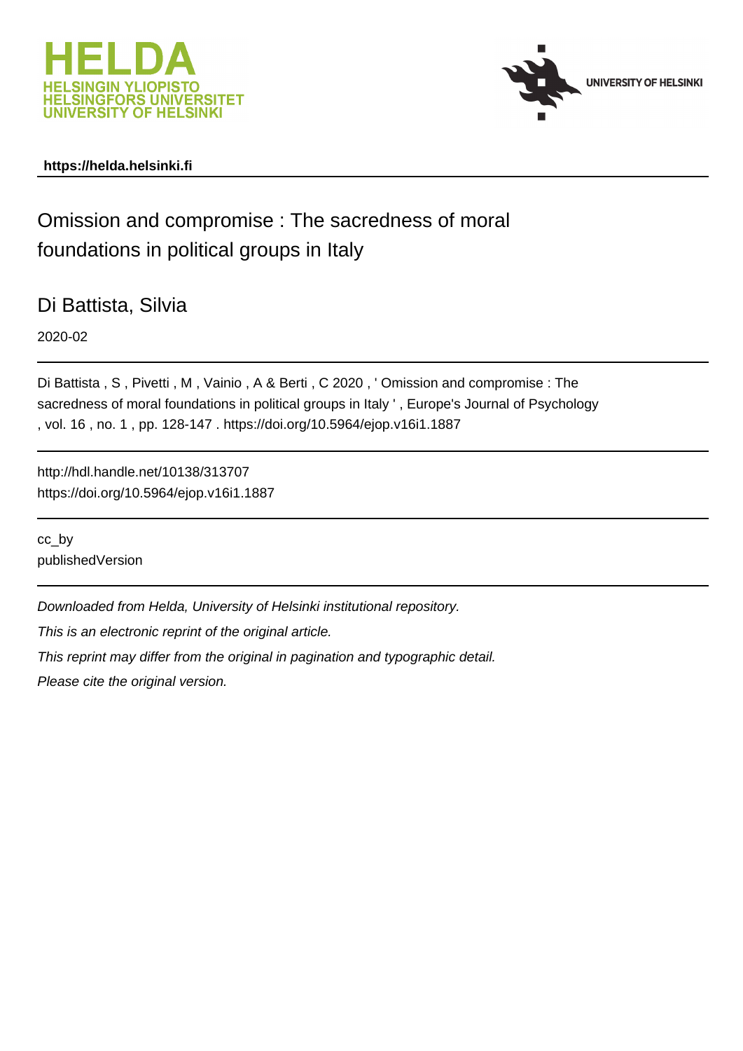https://helda.helsinki.fi

# Omission and compromise : The sacredness of moral foundations in political groups in Italy

Di Battista, Silvia

2020-02

Di Battista , S , Pivetti , M , Vainio , A & Berti , C 2020 , ' Omission and compromise : The sacredness of moral foundations in political groups in Italy ' , Europe's Journal of Psychology , vol. 16 , no. 1 , pp. 128-147 . https://doi.org/10.5964/ejop.v16i1.1887

http://hdl.handle.net/10138/313707
https://doi.org/10.5964/ejop.v16i1.1887

cc_by
publishedVersion

*Downloaded from Helda, University of Helsinki institutional repository.*
*This is an electronic reprint of the original article.*
*This reprint may differ from the original in pagination and typographic detail.*
*Please cite the original version.*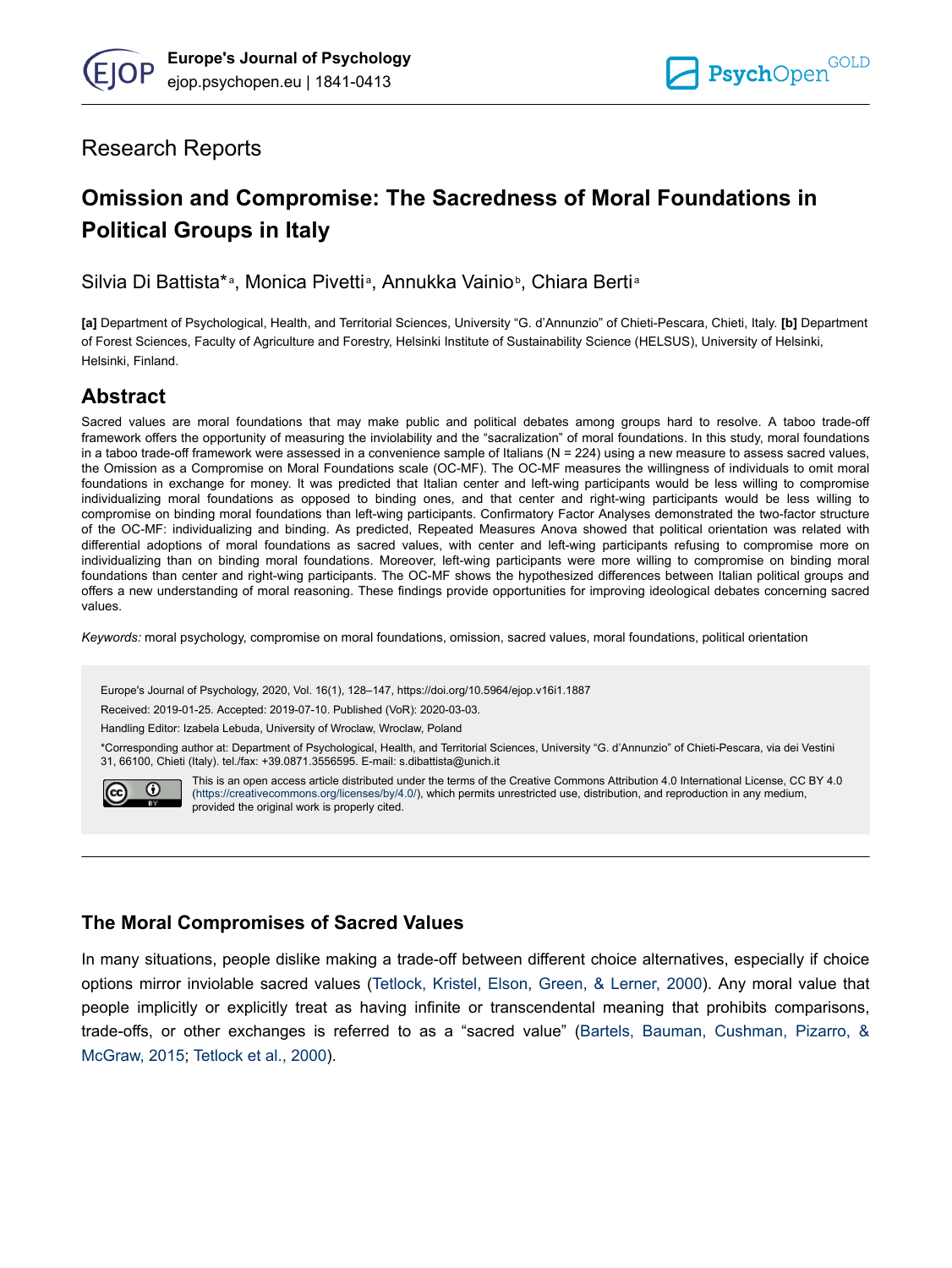## Research Reports

# Omission and Compromise: The Sacredness of Moral Foundations in Political Groups in Italy

Silvia Di Battista*[a], Monica Pivetti[a], Annukka Vainio[b], Chiara Berti[a]

**[a]** Department of Psychological, Health, and Territorial Sciences, University "G. d'Annunzio" of Chieti-Pescara, Chieti, Italy. **[b]** Department of Forest Sciences, Faculty of Agriculture and Forestry, Helsinki Institute of Sustainability Science (HELSUS), University of Helsinki, Helsinki, Finland.

## Abstract

Sacred values are moral foundations that may make public and political debates among groups hard to resolve. A taboo trade-off framework offers the opportunity of measuring the inviolability and the "sacralization" of moral foundations. In this study, moral foundations in a taboo trade-off framework were assessed in a convenience sample of Italians (N = 224) using a new measure to assess sacred values, the Omission as a Compromise on Moral Foundations scale (OC-MF). The OC-MF measures the willingness of individuals to omit moral foundations in exchange for money. It was predicted that Italian center and left-wing participants would be less willing to compromise individualizing moral foundations as opposed to binding ones, and that center and right-wing participants would be less willing to compromise on binding moral foundations than left-wing participants. Confirmatory Factor Analyses demonstrated the two-factor structure of the OC-MF: individualizing and binding. As predicted, Repeated Measures Anova showed that political orientation was related with differential adoptions of moral foundations as sacred values, with center and left-wing participants refusing to compromise more on individualizing than on binding moral foundations. Moreover, left-wing participants were more willing to compromise on binding moral foundations than center and right-wing participants. The OC-MF shows the hypothesized differences between Italian political groups and offers a new understanding of moral reasoning. These findings provide opportunities for improving ideological debates concerning sacred values.

*Keywords:* moral psychology, compromise on moral foundations, omission, sacred values, moral foundations, political orientation

Europe's Journal of Psychology, 2020, Vol. 16(1), 128–147, https://doi.org/10.5964/ejop.v16i1.1887

Received: 2019-01-25. Accepted: 2019-07-10. Published (VoR): 2020-03-03.

Handling Editor: Izabela Lebuda, University of Wroclaw, Wroclaw, Poland

*Corresponding author at: Department of Psychological, Health, and Territorial Sciences, University "G. d'Annunzio" of Chieti-Pescara, via dei Vestini 31, 66100, Chieti (Italy). tel./fax: +39.0871.3556595. E-mail: s.dibattista@unich.it

This is an open access article distributed under the terms of the Creative Commons Attribution 4.0 International License, CC BY 4.0 (https://creativecommons.org/licenses/by/4.0/), which permits unrestricted use, distribution, and reproduction in any medium, provided the original work is properly cited.

## The Moral Compromises of Sacred Values

In many situations, people dislike making a trade-off between different choice alternatives, especially if choice options mirror inviolable sacred values (Tetlock, Kristel, Elson, Green, & Lerner, 2000). Any moral value that people implicitly or explicitly treat as having infinite or transcendental meaning that prohibits comparisons, trade-offs, or other exchanges is referred to as a "sacred value" (Bartels, Bauman, Cushman, Pizarro, & McGraw, 2015; Tetlock et al., 2000).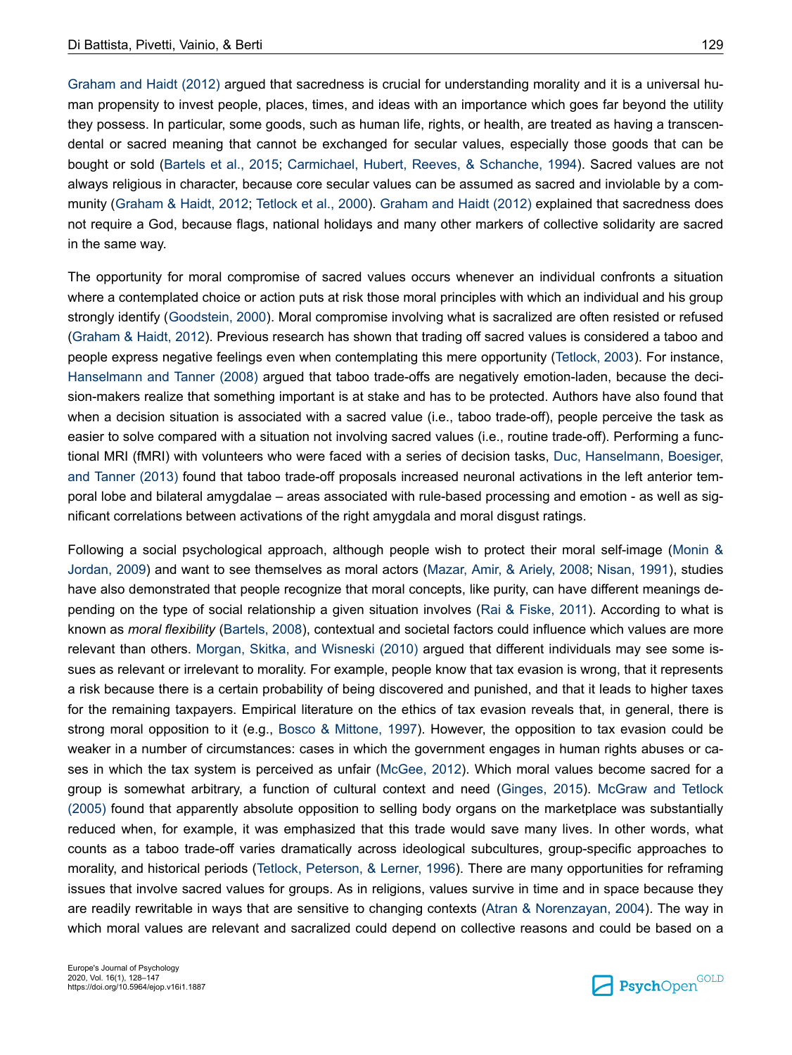Graham and Haidt (2012) argued that sacredness is crucial for understanding morality and it is a universal human propensity to invest people, places, times, and ideas with an importance which goes far beyond the utility they possess. In particular, some goods, such as human life, rights, or health, are treated as having a transcendental or sacred meaning that cannot be exchanged for secular values, especially those goods that can be bought or sold (Bartels et al., 2015; Carmichael, Hubert, Reeves, & Schanche, 1994). Sacred values are not always religious in character, because core secular values can be assumed as sacred and inviolable by a community (Graham & Haidt, 2012; Tetlock et al., 2000). Graham and Haidt (2012) explained that sacredness does not require a God, because flags, national holidays and many other markers of collective solidarity are sacred in the same way.

The opportunity for moral compromise of sacred values occurs whenever an individual confronts a situation where a contemplated choice or action puts at risk those moral principles with which an individual and his group strongly identify (Goodstein, 2000). Moral compromise involving what is sacralized are often resisted or refused (Graham & Haidt, 2012). Previous research has shown that trading off sacred values is considered a taboo and people express negative feelings even when contemplating this mere opportunity (Tetlock, 2003). For instance, Hanselmann and Tanner (2008) argued that taboo trade-offs are negatively emotion-laden, because the decision-makers realize that something important is at stake and has to be protected. Authors have also found that when a decision situation is associated with a sacred value (i.e., taboo trade-off), people perceive the task as easier to solve compared with a situation not involving sacred values (i.e., routine trade-off). Performing a functional MRI (fMRI) with volunteers who were faced with a series of decision tasks, Duc, Hanselmann, Boesiger, and Tanner (2013) found that taboo trade-off proposals increased neuronal activations in the left anterior temporal lobe and bilateral amygdalae – areas associated with rule-based processing and emotion - as well as significant correlations between activations of the right amygdala and moral disgust ratings.

Following a social psychological approach, although people wish to protect their moral self-image (Monin & Jordan, 2009) and want to see themselves as moral actors (Mazar, Amir, & Ariely, 2008; Nisan, 1991), studies have also demonstrated that people recognize that moral concepts, like purity, can have different meanings depending on the type of social relationship a given situation involves (Rai & Fiske, 2011). According to what is known as *moral flexibility* (Bartels, 2008), contextual and societal factors could influence which values are more relevant than others. Morgan, Skitka, and Wisneski (2010) argued that different individuals may see some issues as relevant or irrelevant to morality. For example, people know that tax evasion is wrong, that it represents a risk because there is a certain probability of being discovered and punished, and that it leads to higher taxes for the remaining taxpayers. Empirical literature on the ethics of tax evasion reveals that, in general, there is strong moral opposition to it (e.g., Bosco & Mittone, 1997). However, the opposition to tax evasion could be weaker in a number of circumstances: cases in which the government engages in human rights abuses or cases in which the tax system is perceived as unfair (McGee, 2012). Which moral values become sacred for a group is somewhat arbitrary, a function of cultural context and need (Ginges, 2015). McGraw and Tetlock (2005) found that apparently absolute opposition to selling body organs on the marketplace was substantially reduced when, for example, it was emphasized that this trade would save many lives. In other words, what counts as a taboo trade-off varies dramatically across ideological subcultures, group-specific approaches to morality, and historical periods (Tetlock, Peterson, & Lerner, 1996). There are many opportunities for reframing issues that involve sacred values for groups. As in religions, values survive in time and in space because they are readily rewritable in ways that are sensitive to changing contexts (Atran & Norenzayan, 2004). The way in which moral values are relevant and sacralized could depend on collective reasons and could be based on a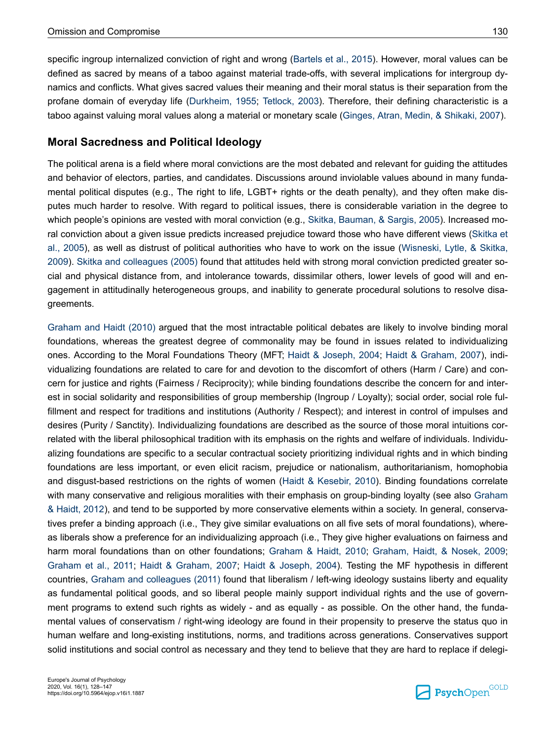specific ingroup internalized conviction of right and wrong (Bartels et al., 2015). However, moral values can be defined as sacred by means of a taboo against material trade-offs, with several implications for intergroup dynamics and conflicts. What gives sacred values their meaning and their moral status is their separation from the profane domain of everyday life (Durkheim, 1955; Tetlock, 2003). Therefore, their defining characteristic is a taboo against valuing moral values along a material or monetary scale (Ginges, Atran, Medin, & Shikaki, 2007).

## Moral Sacredness and Political Ideology

The political arena is a field where moral convictions are the most debated and relevant for guiding the attitudes and behavior of electors, parties, and candidates. Discussions around inviolable values abound in many fundamental political disputes (e.g., The right to life, LGBT+ rights or the death penalty), and they often make disputes much harder to resolve. With regard to political issues, there is considerable variation in the degree to which people's opinions are vested with moral conviction (e.g., Skitka, Bauman, & Sargis, 2005). Increased moral conviction about a given issue predicts increased prejudice toward those who have different views (Skitka et al., 2005), as well as distrust of political authorities who have to work on the issue (Wisneski, Lytle, & Skitka, 2009). Skitka and colleagues (2005) found that attitudes held with strong moral conviction predicted greater social and physical distance from, and intolerance towards, dissimilar others, lower levels of good will and engagement in attitudinally heterogeneous groups, and inability to generate procedural solutions to resolve disagreements.

Graham and Haidt (2010) argued that the most intractable political debates are likely to involve binding moral foundations, whereas the greatest degree of commonality may be found in issues related to individualizing ones. According to the Moral Foundations Theory (MFT; Haidt & Joseph, 2004; Haidt & Graham, 2007), individualizing foundations are related to care for and devotion to the discomfort of others (Harm / Care) and concern for justice and rights (Fairness / Reciprocity); while binding foundations describe the concern for and interest in social solidarity and responsibilities of group membership (Ingroup / Loyalty); social order, social role fulfillment and respect for traditions and institutions (Authority / Respect); and interest in control of impulses and desires (Purity / Sanctity). Individualizing foundations are described as the source of those moral intuitions correlated with the liberal philosophical tradition with its emphasis on the rights and welfare of individuals. Individualizing foundations are specific to a secular contractual society prioritizing individual rights and in which binding foundations are less important, or even elicit racism, prejudice or nationalism, authoritarianism, homophobia and disgust-based restrictions on the rights of women (Haidt & Kesebir, 2010). Binding foundations correlate with many conservative and religious moralities with their emphasis on group-binding loyalty (see also Graham & Haidt, 2012), and tend to be supported by more conservative elements within a society. In general, conservatives prefer a binding approach (i.e., They give similar evaluations on all five sets of moral foundations), whereas liberals show a preference for an individualizing approach (i.e., They give higher evaluations on fairness and harm moral foundations than on other foundations; Graham & Haidt, 2010; Graham, Haidt, & Nosek, 2009; Graham et al., 2011; Haidt & Graham, 2007; Haidt & Joseph, 2004). Testing the MF hypothesis in different countries, Graham and colleagues (2011) found that liberalism / left-wing ideology sustains liberty and equality as fundamental political goods, and so liberal people mainly support individual rights and the use of government programs to extend such rights as widely - and as equally - as possible. On the other hand, the fundamental values of conservatism / right-wing ideology are found in their propensity to preserve the status quo in human welfare and long-existing institutions, norms, and traditions across generations. Conservatives support solid institutions and social control as necessary and they tend to believe that they are hard to replace if delegi-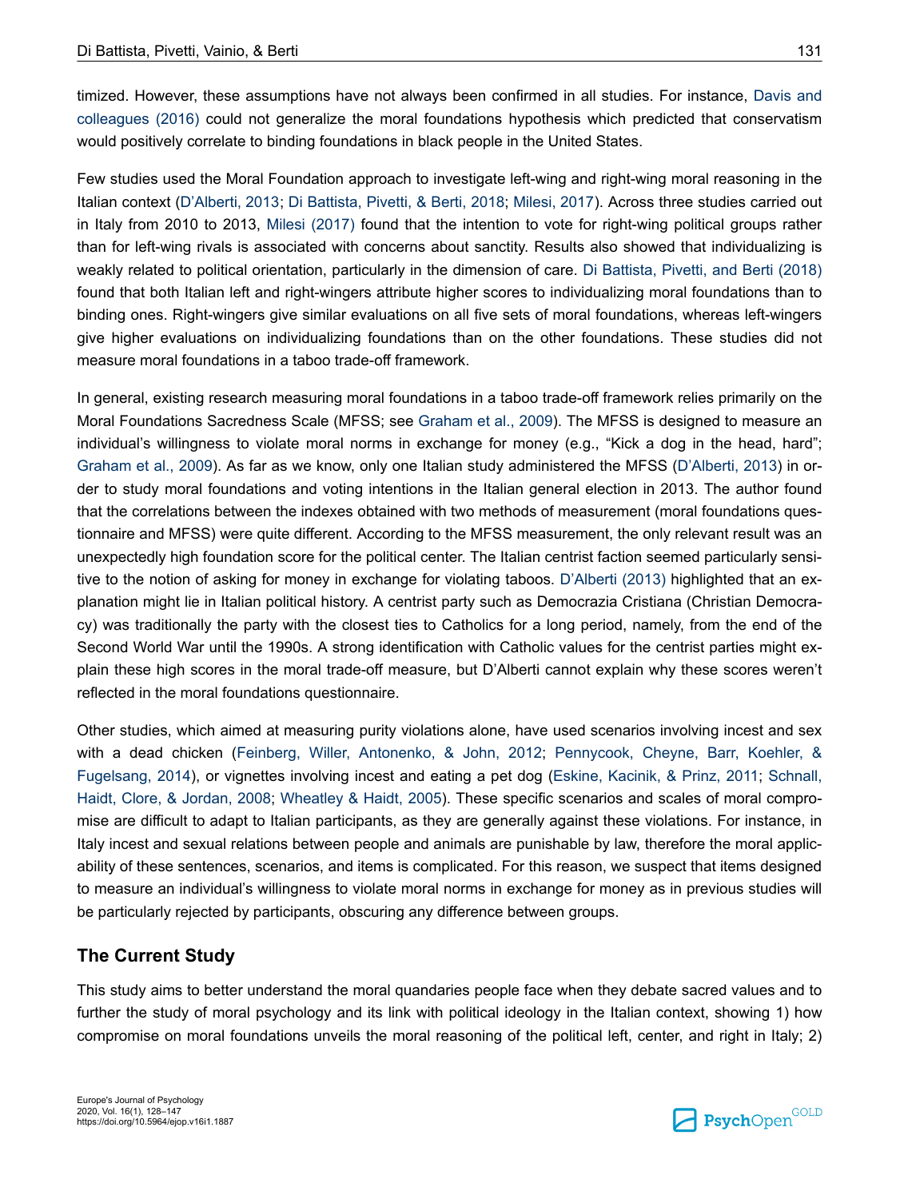timized. However, these assumptions have not always been confirmed in all studies. For instance, Davis and colleagues (2016) could not generalize the moral foundations hypothesis which predicted that conservatism would positively correlate to binding foundations in black people in the United States.

Few studies used the Moral Foundation approach to investigate left-wing and right-wing moral reasoning in the Italian context (D'Alberti, 2013; Di Battista, Pivetti, & Berti, 2018; Milesi, 2017). Across three studies carried out in Italy from 2010 to 2013, Milesi (2017) found that the intention to vote for right-wing political groups rather than for left-wing rivals is associated with concerns about sanctity. Results also showed that individualizing is weakly related to political orientation, particularly in the dimension of care. Di Battista, Pivetti, and Berti (2018) found that both Italian left and right-wingers attribute higher scores to individualizing moral foundations than to binding ones. Right-wingers give similar evaluations on all five sets of moral foundations, whereas left-wingers give higher evaluations on individualizing foundations than on the other foundations. These studies did not measure moral foundations in a taboo trade-off framework.

In general, existing research measuring moral foundations in a taboo trade-off framework relies primarily on the Moral Foundations Sacredness Scale (MFSS; see Graham et al., 2009). The MFSS is designed to measure an individual's willingness to violate moral norms in exchange for money (e.g., "Kick a dog in the head, hard"; Graham et al., 2009). As far as we know, only one Italian study administered the MFSS (D'Alberti, 2013) in order to study moral foundations and voting intentions in the Italian general election in 2013. The author found that the correlations between the indexes obtained with two methods of measurement (moral foundations questionnaire and MFSS) were quite different. According to the MFSS measurement, the only relevant result was an unexpectedly high foundation score for the political center. The Italian centrist faction seemed particularly sensitive to the notion of asking for money in exchange for violating taboos. D'Alberti (2013) highlighted that an explanation might lie in Italian political history. A centrist party such as Democrazia Cristiana (Christian Democracy) was traditionally the party with the closest ties to Catholics for a long period, namely, from the end of the Second World War until the 1990s. A strong identification with Catholic values for the centrist parties might explain these high scores in the moral trade-off measure, but D'Alberti cannot explain why these scores weren't reflected in the moral foundations questionnaire.

Other studies, which aimed at measuring purity violations alone, have used scenarios involving incest and sex with a dead chicken (Feinberg, Willer, Antonenko, & John, 2012; Pennycook, Cheyne, Barr, Koehler, & Fugelsang, 2014), or vignettes involving incest and eating a pet dog (Eskine, Kacinik, & Prinz, 2011; Schnall, Haidt, Clore, & Jordan, 2008; Wheatley & Haidt, 2005). These specific scenarios and scales of moral compromise are difficult to adapt to Italian participants, as they are generally against these violations. For instance, in Italy incest and sexual relations between people and animals are punishable by law, therefore the moral applicability of these sentences, scenarios, and items is complicated. For this reason, we suspect that items designed to measure an individual's willingness to violate moral norms in exchange for money as in previous studies will be particularly rejected by participants, obscuring any difference between groups.

## The Current Study

This study aims to better understand the moral quandaries people face when they debate sacred values and to further the study of moral psychology and its link with political ideology in the Italian context, showing 1) how compromise on moral foundations unveils the moral reasoning of the political left, center, and right in Italy; 2)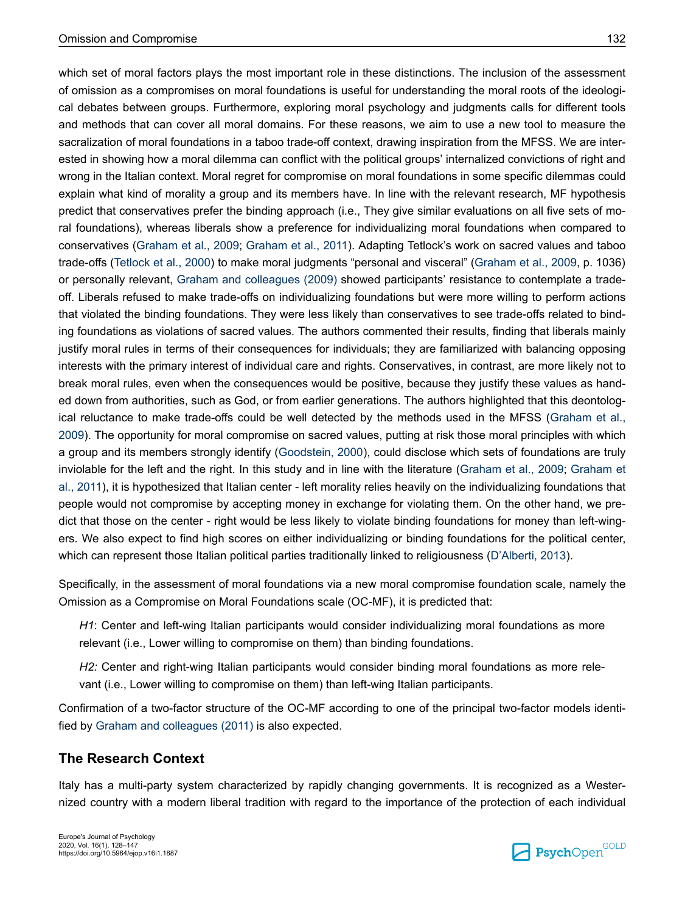which set of moral factors plays the most important role in these distinctions. The inclusion of the assessment of omission as a compromises on moral foundations is useful for understanding the moral roots of the ideological debates between groups. Furthermore, exploring moral psychology and judgments calls for different tools and methods that can cover all moral domains. For these reasons, we aim to use a new tool to measure the sacralization of moral foundations in a taboo trade-off context, drawing inspiration from the MFSS. We are interested in showing how a moral dilemma can conflict with the political groups' internalized convictions of right and wrong in the Italian context. Moral regret for compromise on moral foundations in some specific dilemmas could explain what kind of morality a group and its members have. In line with the relevant research, MF hypothesis predict that conservatives prefer the binding approach (i.e., They give similar evaluations on all five sets of moral foundations), whereas liberals show a preference for individualizing moral foundations when compared to conservatives (Graham et al., 2009; Graham et al., 2011). Adapting Tetlock's work on sacred values and taboo trade-offs (Tetlock et al., 2000) to make moral judgments "personal and visceral" (Graham et al., 2009, p. 1036) or personally relevant, Graham and colleagues (2009) showed participants' resistance to contemplate a trade-off. Liberals refused to make trade-offs on individualizing foundations but were more willing to perform actions that violated the binding foundations. They were less likely than conservatives to see trade-offs related to binding foundations as violations of sacred values. The authors commented their results, finding that liberals mainly justify moral rules in terms of their consequences for individuals; they are familiarized with balancing opposing interests with the primary interest of individual care and rights. Conservatives, in contrast, are more likely not to break moral rules, even when the consequences would be positive, because they justify these values as handed down from authorities, such as God, or from earlier generations. The authors highlighted that this deontological reluctance to make trade-offs could be well detected by the methods used in the MFSS (Graham et al., 2009). The opportunity for moral compromise on sacred values, putting at risk those moral principles with which a group and its members strongly identify (Goodstein, 2000), could disclose which sets of foundations are truly inviolable for the left and the right. In this study and in line with the literature (Graham et al., 2009; Graham et al., 2011), it is hypothesized that Italian center - left morality relies heavily on the individualizing foundations that people would not compromise by accepting money in exchange for violating them. On the other hand, we predict that those on the center - right would be less likely to violate binding foundations for money than left-wingers. We also expect to find high scores on either individualizing or binding foundations for the political center, which can represent those Italian political parties traditionally linked to religiousness (D'Alberti, 2013).

Specifically, in the assessment of moral foundations via a new moral compromise foundation scale, namely the Omission as a Compromise on Moral Foundations scale (OC-MF), it is predicted that:

> *H1*: Center and left-wing Italian participants would consider individualizing moral foundations as more relevant (i.e., Lower willing to compromise on them) than binding foundations.
>
> *H2:* Center and right-wing Italian participants would consider binding moral foundations as more relevant (i.e., Lower willing to compromise on them) than left-wing Italian participants.

Confirmation of a two-factor structure of the OC-MF according to one of the principal two-factor models identified by Graham and colleagues (2011) is also expected.

## The Research Context

Italy has a multi-party system characterized by rapidly changing governments. It is recognized as a Westernized country with a modern liberal tradition with regard to the importance of the protection of each individual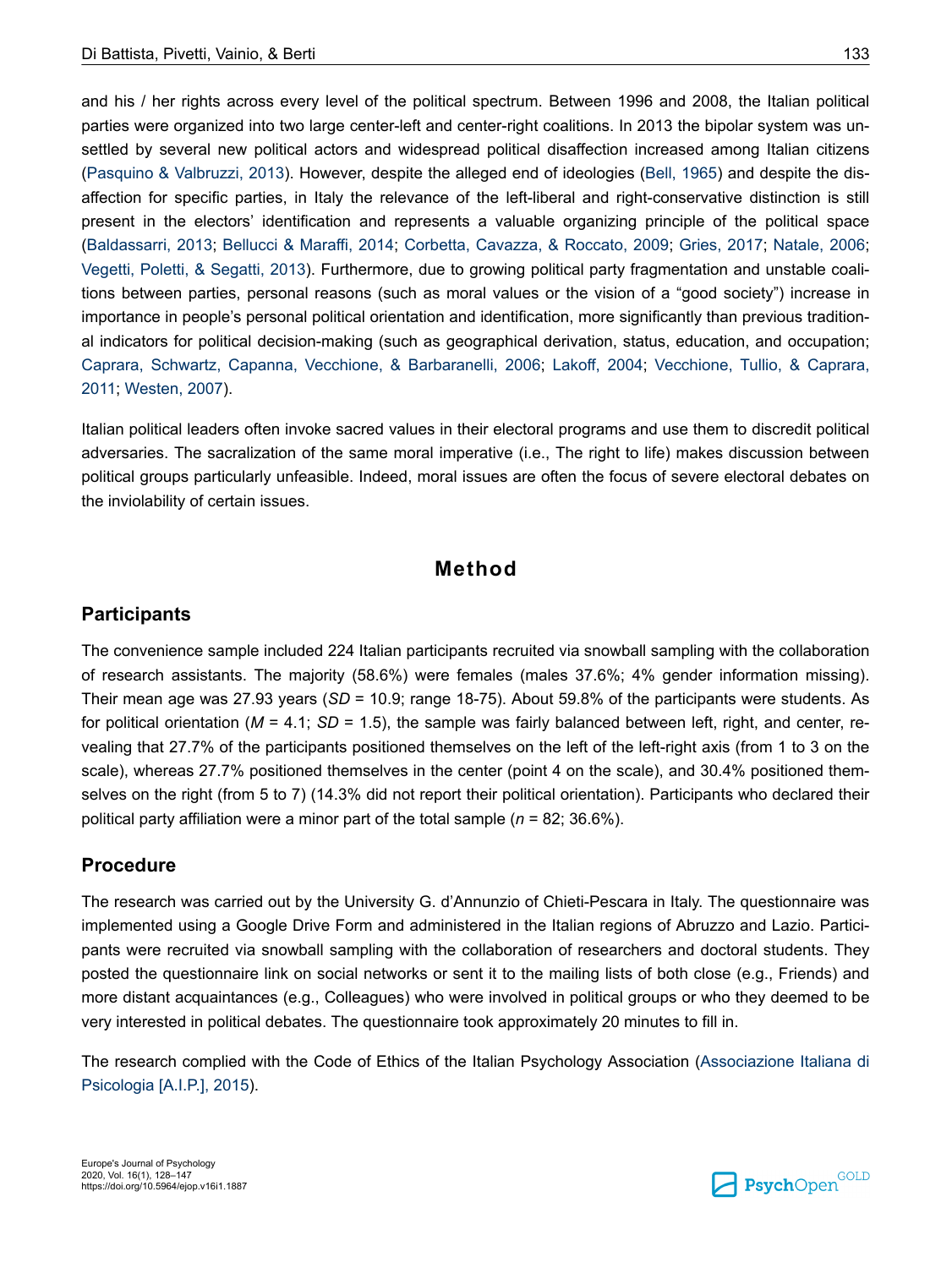and his / her rights across every level of the political spectrum. Between 1996 and 2008, the Italian political parties were organized into two large center-left and center-right coalitions. In 2013 the bipolar system was unsettled by several new political actors and widespread political disaffection increased among Italian citizens (Pasquino & Valbruzzi, 2013). However, despite the alleged end of ideologies (Bell, 1965) and despite the disaffection for specific parties, in Italy the relevance of the left-liberal and right-conservative distinction is still present in the electors' identification and represents a valuable organizing principle of the political space (Baldassarri, 2013; Bellucci & Maraffi, 2014; Corbetta, Cavazza, & Roccato, 2009; Gries, 2017; Natale, 2006; Vegetti, Poletti, & Segatti, 2013). Furthermore, due to growing political party fragmentation and unstable coalitions between parties, personal reasons (such as moral values or the vision of a "good society") increase in importance in people's personal political orientation and identification, more significantly than previous traditional indicators for political decision-making (such as geographical derivation, status, education, and occupation; Caprara, Schwartz, Capanna, Vecchione, & Barbaranelli, 2006; Lakoff, 2004; Vecchione, Tullio, & Caprara, 2011; Westen, 2007).

Italian political leaders often invoke sacred values in their electoral programs and use them to discredit political adversaries. The sacralization of the same moral imperative (i.e., The right to life) makes discussion between political groups particularly unfeasible. Indeed, moral issues are often the focus of severe electoral debates on the inviolability of certain issues.

# Method

## Participants

The convenience sample included 224 Italian participants recruited via snowball sampling with the collaboration of research assistants. The majority (58.6%) were females (males 37.6%; 4% gender information missing). Their mean age was 27.93 years (*SD* = 10.9; range 18-75). About 59.8% of the participants were students. As for political orientation (*M* = 4.1; *SD* = 1.5), the sample was fairly balanced between left, right, and center, revealing that 27.7% of the participants positioned themselves on the left of the left-right axis (from 1 to 3 on the scale), whereas 27.7% positioned themselves in the center (point 4 on the scale), and 30.4% positioned themselves on the right (from 5 to 7) (14.3% did not report their political orientation). Participants who declared their political party affiliation were a minor part of the total sample (*n* = 82; 36.6%).

## Procedure

The research was carried out by the University G. d'Annunzio of Chieti-Pescara in Italy. The questionnaire was implemented using a Google Drive Form and administered in the Italian regions of Abruzzo and Lazio. Participants were recruited via snowball sampling with the collaboration of researchers and doctoral students. They posted the questionnaire link on social networks or sent it to the mailing lists of both close (e.g., Friends) and more distant acquaintances (e.g., Colleagues) who were involved in political groups or who they deemed to be very interested in political debates. The questionnaire took approximately 20 minutes to fill in.

The research complied with the Code of Ethics of the Italian Psychology Association (Associazione Italiana di Psicologia [A.I.P.], 2015).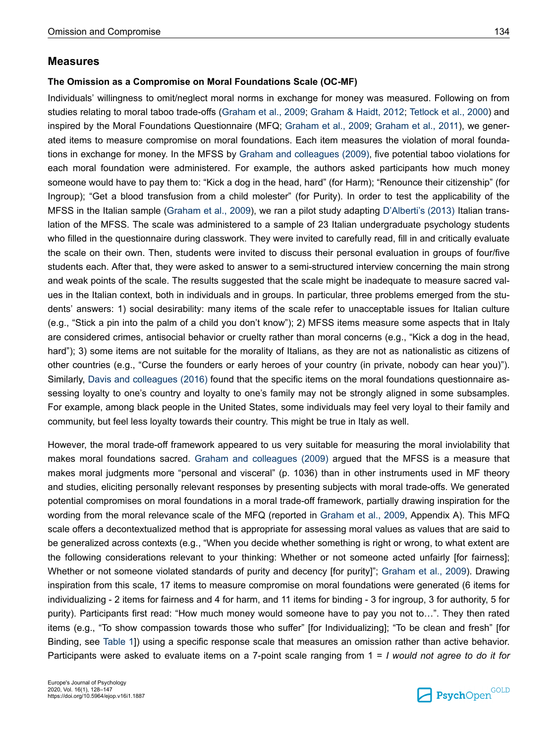## Measures

### The Omission as a Compromise on Moral Foundations Scale (OC-MF)

Individuals' willingness to omit/neglect moral norms in exchange for money was measured. Following on from studies relating to moral taboo trade-offs (Graham et al., 2009; Graham & Haidt, 2012; Tetlock et al., 2000) and inspired by the Moral Foundations Questionnaire (MFQ; Graham et al., 2009; Graham et al., 2011), we generated items to measure compromise on moral foundations. Each item measures the violation of moral foundations in exchange for money. In the MFSS by Graham and colleagues (2009), five potential taboo violations for each moral foundation were administered. For example, the authors asked participants how much money someone would have to pay them to: "Kick a dog in the head, hard" (for Harm); "Renounce their citizenship" (for Ingroup); "Get a blood transfusion from a child molester" (for Purity). In order to test the applicability of the MFSS in the Italian sample (Graham et al., 2009), we ran a pilot study adapting D'Alberti's (2013) Italian translation of the MFSS. The scale was administered to a sample of 23 Italian undergraduate psychology students who filled in the questionnaire during classwork. They were invited to carefully read, fill in and critically evaluate the scale on their own. Then, students were invited to discuss their personal evaluation in groups of four/five students each. After that, they were asked to answer to a semi-structured interview concerning the main strong and weak points of the scale. The results suggested that the scale might be inadequate to measure sacred values in the Italian context, both in individuals and in groups. In particular, three problems emerged from the students' answers: 1) social desirability: many items of the scale refer to unacceptable issues for Italian culture (e.g., "Stick a pin into the palm of a child you don't know"); 2) MFSS items measure some aspects that in Italy are considered crimes, antisocial behavior or cruelty rather than moral concerns (e.g., "Kick a dog in the head, hard"); 3) some items are not suitable for the morality of Italians, as they are not as nationalistic as citizens of other countries (e.g., "Curse the founders or early heroes of your country (in private, nobody can hear you)"). Similarly, Davis and colleagues (2016) found that the specific items on the moral foundations questionnaire assessing loyalty to one's country and loyalty to one's family may not be strongly aligned in some subsamples. For example, among black people in the United States, some individuals may feel very loyal to their family and community, but feel less loyalty towards their country. This might be true in Italy as well.

However, the moral trade-off framework appeared to us very suitable for measuring the moral inviolability that makes moral foundations sacred. Graham and colleagues (2009) argued that the MFSS is a measure that makes moral judgments more "personal and visceral" (p. 1036) than in other instruments used in MF theory and studies, eliciting personally relevant responses by presenting subjects with moral trade-offs. We generated potential compromises on moral foundations in a moral trade-off framework, partially drawing inspiration for the wording from the moral relevance scale of the MFQ (reported in Graham et al., 2009, Appendix A). This MFQ scale offers a decontextualized method that is appropriate for assessing moral values as values that are said to be generalized across contexts (e.g., "When you decide whether something is right or wrong, to what extent are the following considerations relevant to your thinking: Whether or not someone acted unfairly [for fairness]; Whether or not someone violated standards of purity and decency [for purity]"; Graham et al., 2009). Drawing inspiration from this scale, 17 items to measure compromise on moral foundations were generated (6 items for individualizing - 2 items for fairness and 4 for harm, and 11 items for binding - 3 for ingroup, 3 for authority, 5 for purity). Participants first read: "How much money would someone have to pay you not to…". They then rated items (e.g., "To show compassion towards those who suffer" [for Individualizing]; "To be clean and fresh" [for Binding, see Table 1]) using a specific response scale that measures an omission rather than active behavior. Participants were asked to evaluate items on a 7-point scale ranging from 1 = *I would not agree to do it for*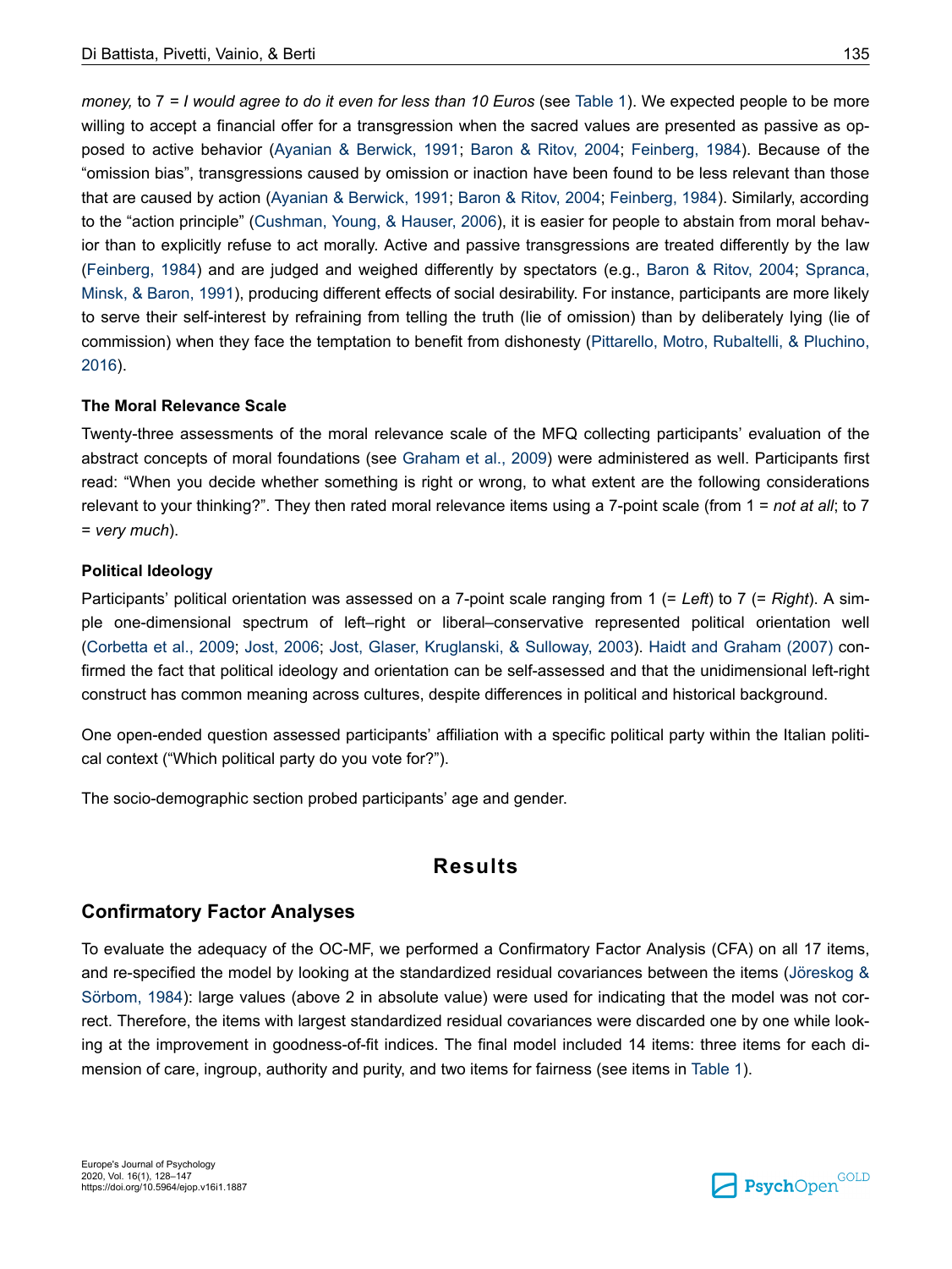*money,* to 7 = *I would agree to do it even for less than 10 Euros* (see Table 1). We expected people to be more willing to accept a financial offer for a transgression when the sacred values are presented as passive as opposed to active behavior (Ayanian & Berwick, 1991; Baron & Ritov, 2004; Feinberg, 1984). Because of the "omission bias", transgressions caused by omission or inaction have been found to be less relevant than those that are caused by action (Ayanian & Berwick, 1991; Baron & Ritov, 2004; Feinberg, 1984). Similarly, according to the "action principle" (Cushman, Young, & Hauser, 2006), it is easier for people to abstain from moral behavior than to explicitly refuse to act morally. Active and passive transgressions are treated differently by the law (Feinberg, 1984) and are judged and weighed differently by spectators (e.g., Baron & Ritov, 2004; Spranca, Minsk, & Baron, 1991), producing different effects of social desirability. For instance, participants are more likely to serve their self-interest by refraining from telling the truth (lie of omission) than by deliberately lying (lie of commission) when they face the temptation to benefit from dishonesty (Pittarello, Motro, Rubaltelli, & Pluchino, 2016).

### The Moral Relevance Scale

Twenty-three assessments of the moral relevance scale of the MFQ collecting participants' evaluation of the abstract concepts of moral foundations (see Graham et al., 2009) were administered as well. Participants first read: "When you decide whether something is right or wrong, to what extent are the following considerations relevant to your thinking?". They then rated moral relevance items using a 7-point scale (from 1 = *not at all*; to 7 = *very much*).

### Political Ideology

Participants' political orientation was assessed on a 7-point scale ranging from 1 (= *Left*) to 7 (= *Right*). A simple one-dimensional spectrum of left–right or liberal–conservative represented political orientation well (Corbetta et al., 2009; Jost, 2006; Jost, Glaser, Kruglanski, & Sulloway, 2003). Haidt and Graham (2007) confirmed the fact that political ideology and orientation can be self-assessed and that the unidimensional left-right construct has common meaning across cultures, despite differences in political and historical background.

One open-ended question assessed participants' affiliation with a specific political party within the Italian political context ("Which political party do you vote for?").

The socio-demographic section probed participants' age and gender.

# Results

## Confirmatory Factor Analyses

To evaluate the adequacy of the OC-MF, we performed a Confirmatory Factor Analysis (CFA) on all 17 items, and re-specified the model by looking at the standardized residual covariances between the items (Jöreskog & Sörbom, 1984): large values (above 2 in absolute value) were used for indicating that the model was not correct. Therefore, the items with largest standardized residual covariances were discarded one by one while looking at the improvement in goodness-of-fit indices. The final model included 14 items: three items for each dimension of care, ingroup, authority and purity, and two items for fairness (see items in Table 1).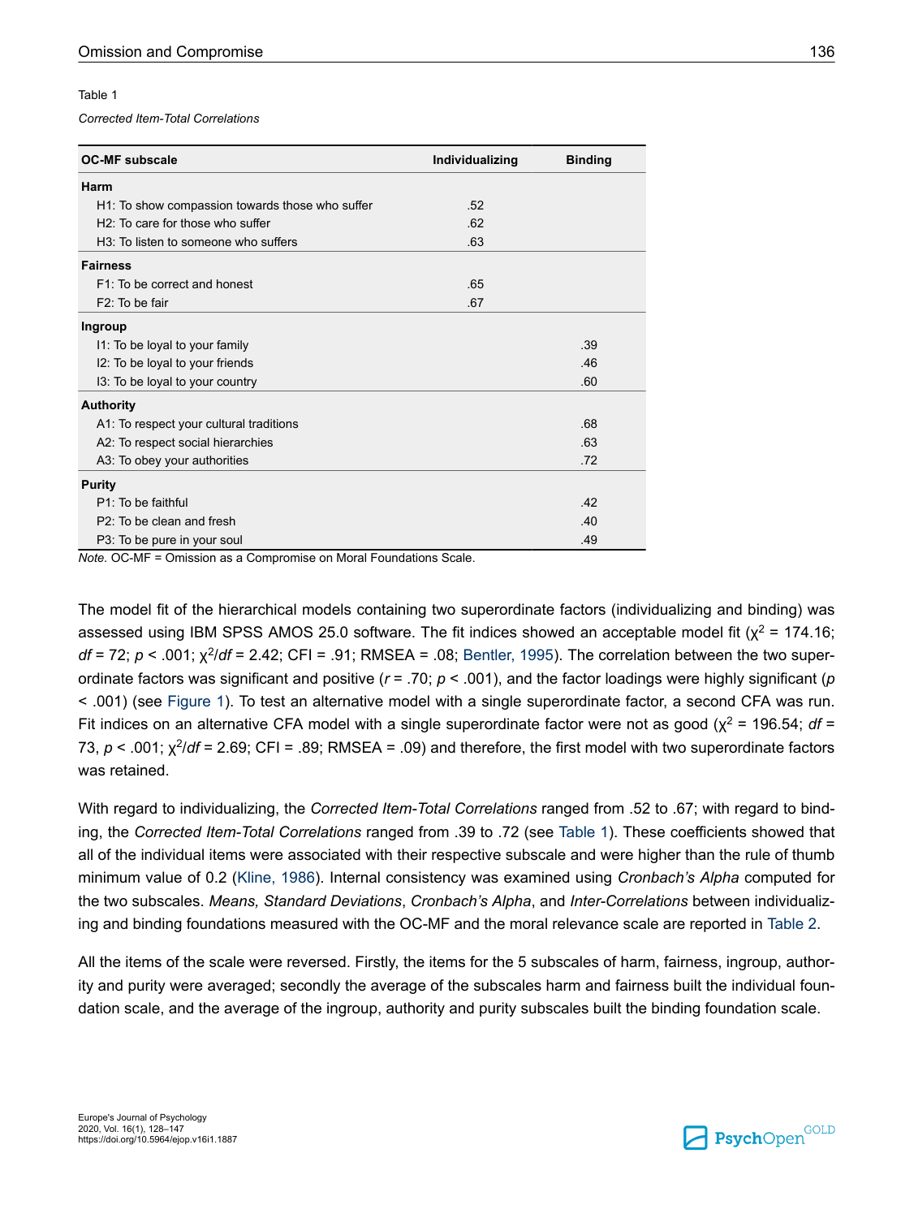Table 1

*Corrected Item-Total Correlations*

| OC-MF subscale | Individualizing | Binding |
|---|---|---|
| **Harm** | | |
| H1: To show compassion towards those who suffer | .52 | |
| H2: To care for those who suffer | .62 | |
| H3: To listen to someone who suffers | .63 | |
| **Fairness** | | |
| F1: To be correct and honest | .65 | |
| F2: To be fair | .67 | |
| **Ingroup** | | |
| I1: To be loyal to your family | | .39 |
| I2: To be loyal to your friends | | .46 |
| I3: To be loyal to your country | | .60 |
| **Authority** | | |
| A1: To respect your cultural traditions | | .68 |
| A2: To respect social hierarchies | | .63 |
| A3: To obey your authorities | | .72 |
| **Purity** | | |
| P1: To be faithful | | .42 |
| P2: To be clean and fresh | | .40 |
| P3: To be pure in your soul | | .49 |

*Note.* OC-MF = Omission as a Compromise on Moral Foundations Scale.

The model fit of the hierarchical models containing two superordinate factors (individualizing and binding) was assessed using IBM SPSS AMOS 25.0 software. The fit indices showed an acceptable model fit ($\chi^2$ = 174.16; $df$ = 72; $p$ < .001; $\chi^2/df$ = 2.42; CFI = .91; RMSEA = .08; Bentler, 1995). The correlation between the two superordinate factors was significant and positive ($r$ = .70; $p$ < .001), and the factor loadings were highly significant ($p$ < .001) (see Figure 1). To test an alternative model with a single superordinate factor, a second CFA was run. Fit indices on an alternative CFA model with a single superordinate factor were not as good ($\chi^2$ = 196.54; $df$ = 73, $p$ < .001; $\chi^2/df$ = 2.69; CFI = .89; RMSEA = .09) and therefore, the first model with two superordinate factors was retained.

With regard to individualizing, the *Corrected Item-Total Correlations* ranged from .52 to .67; with regard to binding, the *Corrected Item-Total Correlations* ranged from .39 to .72 (see Table 1). These coefficients showed that all of the individual items were associated with their respective subscale and were higher than the rule of thumb minimum value of 0.2 (Kline, 1986). Internal consistency was examined using *Cronbach's Alpha* computed for the two subscales. *Means, Standard Deviations*, *Cronbach's Alpha*, and *Inter-Correlations* between individualizing and binding foundations measured with the OC-MF and the moral relevance scale are reported in Table 2.

All the items of the scale were reversed. Firstly, the items for the 5 subscales of harm, fairness, ingroup, authority and purity were averaged; secondly the average of the subscales harm and fairness built the individual foundation scale, and the average of the ingroup, authority and purity subscales built the binding foundation scale.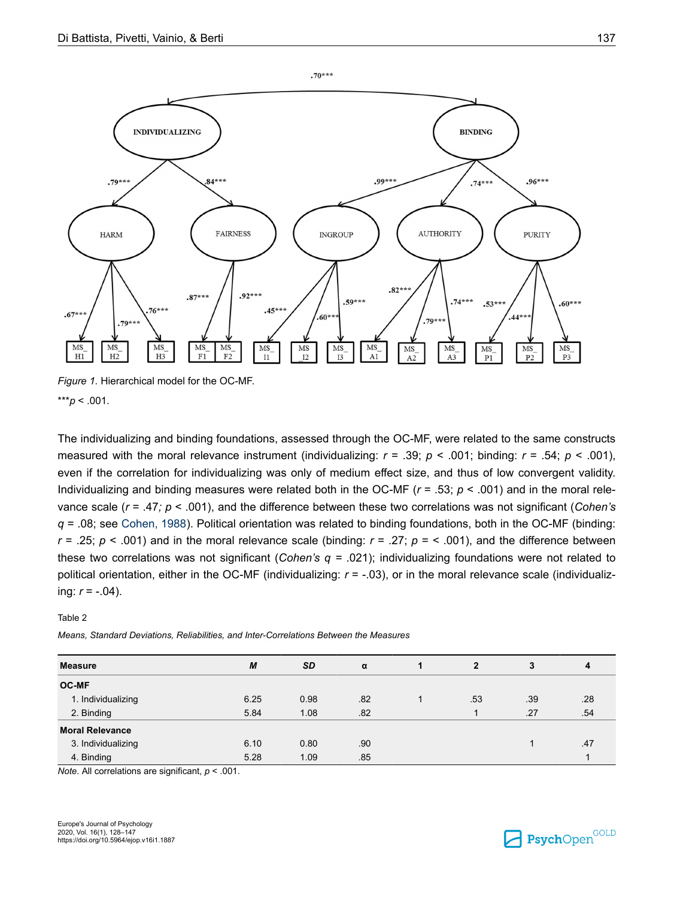*Figure 1.* Hierarchical model for the OC-MF.

***$p$ < .001.

The individualizing and binding foundations, assessed through the OC-MF, were related to the same constructs measured with the moral relevance instrument (individualizing: $r$ = .39; $p$ < .001; binding: $r$ = .54; $p$ < .001), even if the correlation for individualizing was only of medium effect size, and thus of low convergent validity. Individualizing and binding measures were related both in the OC-MF ($r$ = .53; $p$ < .001) and in the moral relevance scale ($r$ = .47; $p$ < .001), and the difference between these two correlations was not significant (*Cohen's q* = .08; see Cohen, 1988). Political orientation was related to binding foundations, both in the OC-MF (binding: $r$ = .25; $p$ < .001) and in the moral relevance scale (binding: $r$ = .27; $p$ = < .001), and the difference between these two correlations was not significant (*Cohen's q* = .021); individualizing foundations were not related to political orientation, either in the OC-MF (individualizing: $r$ = -.03), or in the moral relevance scale (individualizing: $r$ = -.04).

Table 2

*Means, Standard Deviations, Reliabilities, and Inter-Correlations Between the Measures*

| Measure | *M* | *SD* | α | 1 | 2 | 3 | 4 |
|---|---|---|---|---|---|---|---|
| **OC-MF** | | | | | | | |
| 1. Individualizing | 6.25 | 0.98 | .82 | 1 | .53 | .39 | .28 |
| 2. Binding | 5.84 | 1.08 | .82 | | 1 | .27 | .54 |
| **Moral Relevance** | | | | | | | |
| 3. Individualizing | 6.10 | 0.80 | .90 | | | 1 | .47 |
| 4. Binding | 5.28 | 1.09 | .85 | | | | 1 |

*Note.* All correlations are significant, $p$ < .001.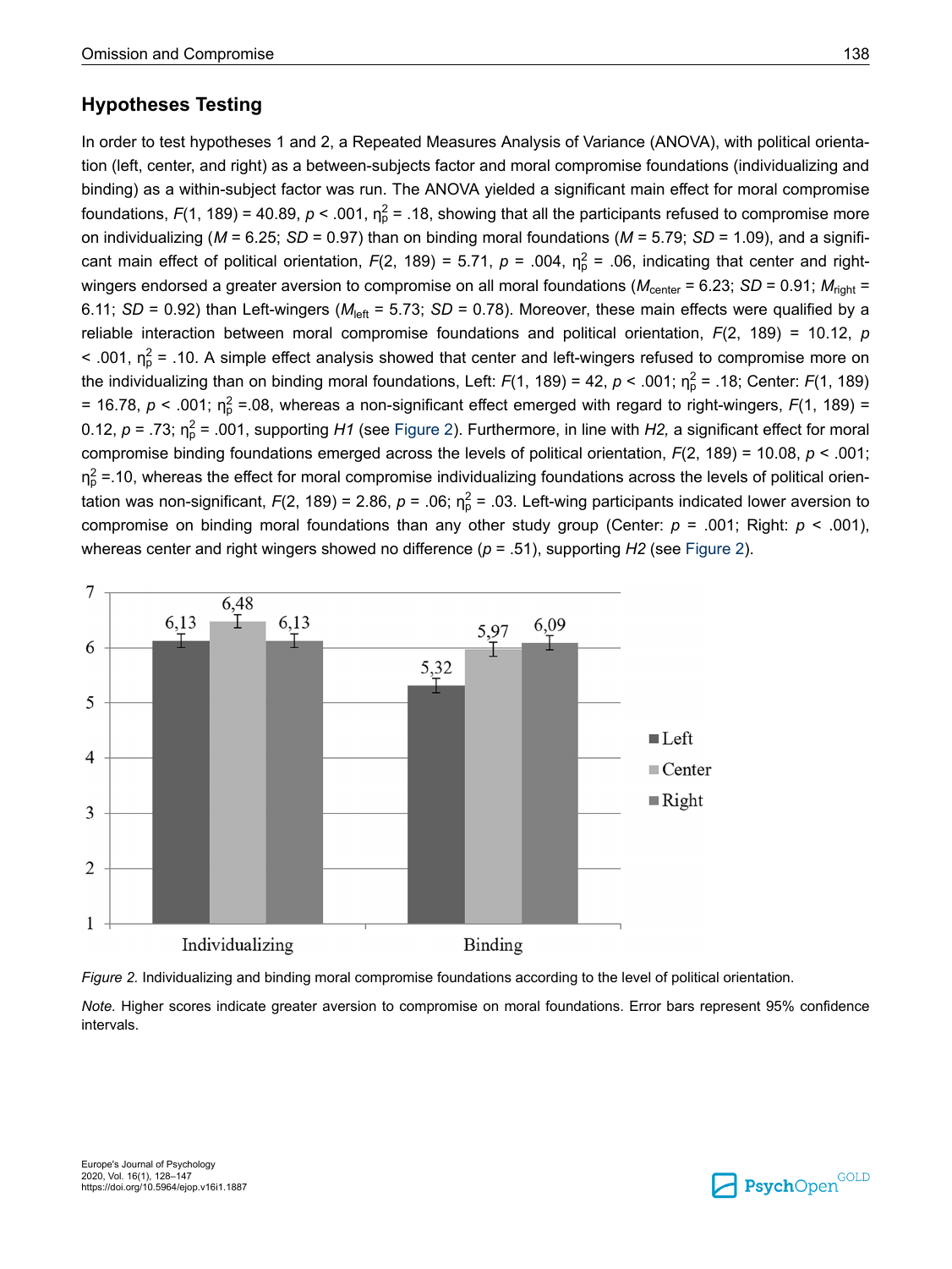## Hypotheses Testing

In order to test hypotheses 1 and 2, a Repeated Measures Analysis of Variance (ANOVA), with political orientation (left, center, and right) as a between-subjects factor and moral compromise foundations (individualizing and binding) as a within-subject factor was run. The ANOVA yielded a significant main effect for moral compromise foundations, $F(1, 189) = 40.89$, $p < .001$, $\eta_p^2 = .18$, showing that all the participants refused to compromise more on individualizing ($M = 6.25$; $SD = 0.97$) than on binding moral foundations ($M = 5.79$; $SD = 1.09$), and a significant main effect of political orientation, $F(2, 189) = 5.71$, $p = .004$, $\eta_p^2 = .06$, indicating that center and right-wingers endorsed a greater aversion to compromise on all moral foundations ($M_{center} = 6.23$; $SD = 0.91$; $M_{right} = 6.11$; $SD = 0.92$) than Left-wingers ($M_{left} = 5.73$; $SD = 0.78$). Moreover, these main effects were qualified by a reliable interaction between moral compromise foundations and political orientation, $F(2, 189) = 10.12$, $p < .001$, $\eta_p^2 = .10$. A simple effect analysis showed that center and left-wingers refused to compromise more on the individualizing than on binding moral foundations, Left: $F(1, 189) = 42$, $p < .001$; $\eta_p^2 = .18$; Center: $F(1, 189) = 16.78$, $p < .001$; $\eta_p^2 = .08$, whereas a non-significant effect emerged with regard to right-wingers, $F(1, 189) = 0.12$, $p = .73$; $\eta_p^2 = .001$, supporting *H1* (see Figure 2). Furthermore, in line with *H2,* a significant effect for moral compromise binding foundations emerged across the levels of political orientation, $F(2, 189) = 10.08$, $p < .001$; $\eta_p^2 = .10$, whereas the effect for moral compromise individualizing foundations across the levels of political orientation was non-significant, $F(2, 189) = 2.86$, $p = .06$; $\eta_p^2 = .03$. Left-wing participants indicated lower aversion to compromise on binding moral foundations than any other study group (Center: $p = .001$; Right: $p < .001$), whereas center and right wingers showed no difference ($p = .51$), supporting *H2* (see Figure 2).

*Figure 2.* Individualizing and binding moral compromise foundations according to the level of political orientation.

*Note.* Higher scores indicate greater aversion to compromise on moral foundations. Error bars represent 95% confidence intervals.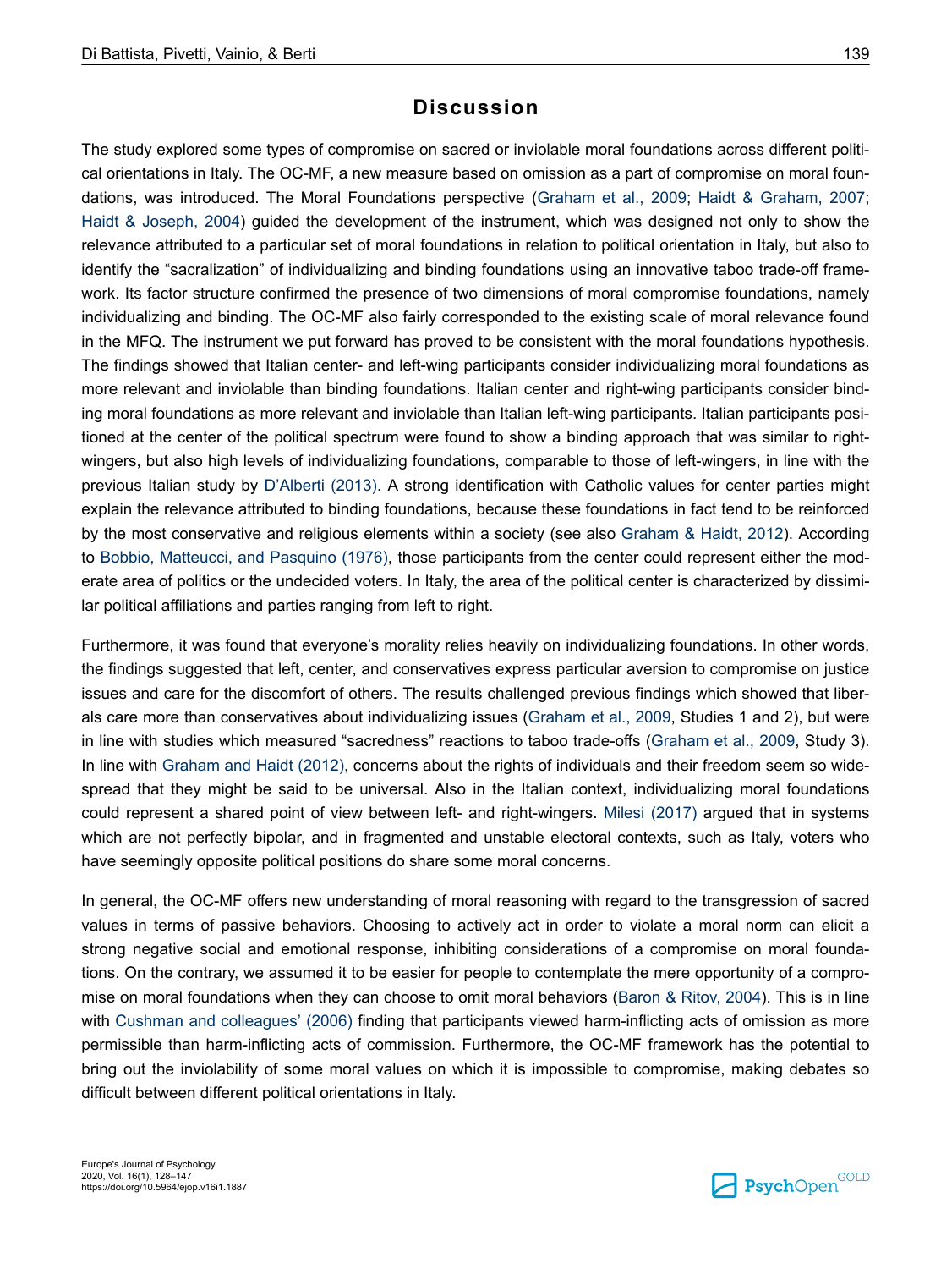## Discussion

The study explored some types of compromise on sacred or inviolable moral foundations across different political orientations in Italy. The OC-MF, a new measure based on omission as a part of compromise on moral foundations, was introduced. The Moral Foundations perspective (Graham et al., 2009; Haidt & Graham, 2007; Haidt & Joseph, 2004) guided the development of the instrument, which was designed not only to show the relevance attributed to a particular set of moral foundations in relation to political orientation in Italy, but also to identify the "sacralization" of individualizing and binding foundations using an innovative taboo trade-off framework. Its factor structure confirmed the presence of two dimensions of moral compromise foundations, namely individualizing and binding. The OC-MF also fairly corresponded to the existing scale of moral relevance found in the MFQ. The instrument we put forward has proved to be consistent with the moral foundations hypothesis. The findings showed that Italian center- and left-wing participants consider individualizing moral foundations as more relevant and inviolable than binding foundations. Italian center and right-wing participants consider binding moral foundations as more relevant and inviolable than Italian left-wing participants. Italian participants positioned at the center of the political spectrum were found to show a binding approach that was similar to right-wingers, but also high levels of individualizing foundations, comparable to those of left-wingers, in line with the previous Italian study by D'Alberti (2013). A strong identification with Catholic values for center parties might explain the relevance attributed to binding foundations, because these foundations in fact tend to be reinforced by the most conservative and religious elements within a society (see also Graham & Haidt, 2012). According to Bobbio, Matteucci, and Pasquino (1976), those participants from the center could represent either the moderate area of politics or the undecided voters. In Italy, the area of the political center is characterized by dissimilar political affiliations and parties ranging from left to right.

Furthermore, it was found that everyone's morality relies heavily on individualizing foundations. In other words, the findings suggested that left, center, and conservatives express particular aversion to compromise on justice issues and care for the discomfort of others. The results challenged previous findings which showed that liberals care more than conservatives about individualizing issues (Graham et al., 2009, Studies 1 and 2), but were in line with studies which measured "sacredness" reactions to taboo trade-offs (Graham et al., 2009, Study 3). In line with Graham and Haidt (2012), concerns about the rights of individuals and their freedom seem so widespread that they might be said to be universal. Also in the Italian context, individualizing moral foundations could represent a shared point of view between left- and right-wingers. Milesi (2017) argued that in systems which are not perfectly bipolar, and in fragmented and unstable electoral contexts, such as Italy, voters who have seemingly opposite political positions do share some moral concerns.

In general, the OC-MF offers new understanding of moral reasoning with regard to the transgression of sacred values in terms of passive behaviors. Choosing to actively act in order to violate a moral norm can elicit a strong negative social and emotional response, inhibiting considerations of a compromise on moral foundations. On the contrary, we assumed it to be easier for people to contemplate the mere opportunity of a compromise on moral foundations when they can choose to omit moral behaviors (Baron & Ritov, 2004). This is in line with Cushman and colleagues' (2006) finding that participants viewed harm-inflicting acts of omission as more permissible than harm-inflicting acts of commission. Furthermore, the OC-MF framework has the potential to bring out the inviolability of some moral values on which it is impossible to compromise, making debates so difficult between different political orientations in Italy.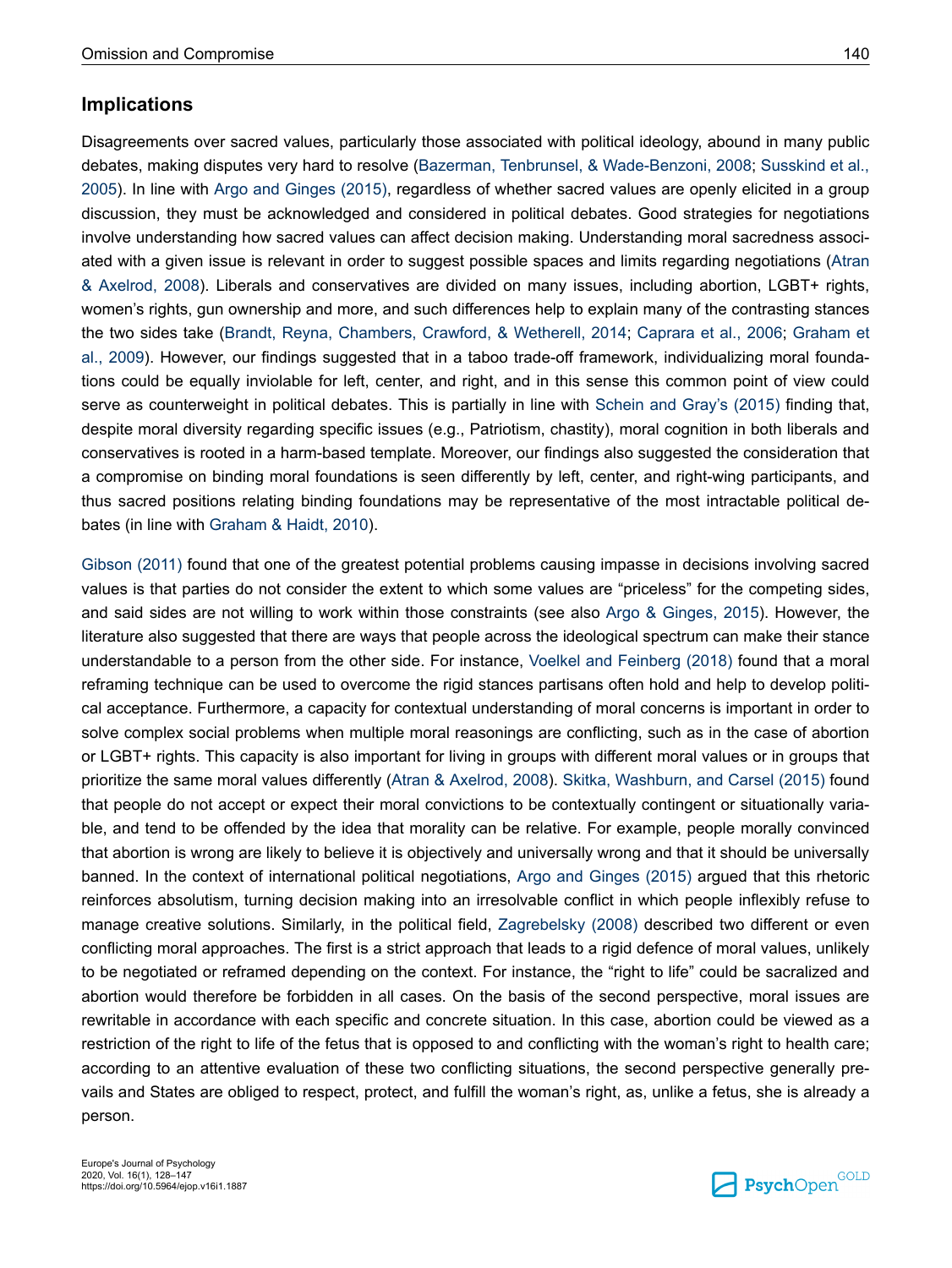## Implications

Disagreements over sacred values, particularly those associated with political ideology, abound in many public debates, making disputes very hard to resolve (Bazerman, Tenbrunsel, & Wade-Benzoni, 2008; Susskind et al., 2005). In line with Argo and Ginges (2015), regardless of whether sacred values are openly elicited in a group discussion, they must be acknowledged and considered in political debates. Good strategies for negotiations involve understanding how sacred values can affect decision making. Understanding moral sacredness associated with a given issue is relevant in order to suggest possible spaces and limits regarding negotiations (Atran & Axelrod, 2008). Liberals and conservatives are divided on many issues, including abortion, LGBT+ rights, women's rights, gun ownership and more, and such differences help to explain many of the contrasting stances the two sides take (Brandt, Reyna, Chambers, Crawford, & Wetherell, 2014; Caprara et al., 2006; Graham et al., 2009). However, our findings suggested that in a taboo trade-off framework, individualizing moral foundations could be equally inviolable for left, center, and right, and in this sense this common point of view could serve as counterweight in political debates. This is partially in line with Schein and Gray's (2015) finding that, despite moral diversity regarding specific issues (e.g., Patriotism, chastity), moral cognition in both liberals and conservatives is rooted in a harm-based template. Moreover, our findings also suggested the consideration that a compromise on binding moral foundations is seen differently by left, center, and right-wing participants, and thus sacred positions relating binding foundations may be representative of the most intractable political debates (in line with Graham & Haidt, 2010).

Gibson (2011) found that one of the greatest potential problems causing impasse in decisions involving sacred values is that parties do not consider the extent to which some values are "priceless" for the competing sides, and said sides are not willing to work within those constraints (see also Argo & Ginges, 2015). However, the literature also suggested that there are ways that people across the ideological spectrum can make their stance understandable to a person from the other side. For instance, Voelkel and Feinberg (2018) found that a moral reframing technique can be used to overcome the rigid stances partisans often hold and help to develop political acceptance. Furthermore, a capacity for contextual understanding of moral concerns is important in order to solve complex social problems when multiple moral reasonings are conflicting, such as in the case of abortion or LGBT+ rights. This capacity is also important for living in groups with different moral values or in groups that prioritize the same moral values differently (Atran & Axelrod, 2008). Skitka, Washburn, and Carsel (2015) found that people do not accept or expect their moral convictions to be contextually contingent or situationally variable, and tend to be offended by the idea that morality can be relative. For example, people morally convinced that abortion is wrong are likely to believe it is objectively and universally wrong and that it should be universally banned. In the context of international political negotiations, Argo and Ginges (2015) argued that this rhetoric reinforces absolutism, turning decision making into an irresolvable conflict in which people inflexibly refuse to manage creative solutions. Similarly, in the political field, Zagrebelsky (2008) described two different or even conflicting moral approaches. The first is a strict approach that leads to a rigid defence of moral values, unlikely to be negotiated or reframed depending on the context. For instance, the "right to life" could be sacralized and abortion would therefore be forbidden in all cases. On the basis of the second perspective, moral issues are rewritable in accordance with each specific and concrete situation. In this case, abortion could be viewed as a restriction of the right to life of the fetus that is opposed to and conflicting with the woman's right to health care; according to an attentive evaluation of these two conflicting situations, the second perspective generally prevails and States are obliged to respect, protect, and fulfill the woman's right, as, unlike a fetus, she is already a person.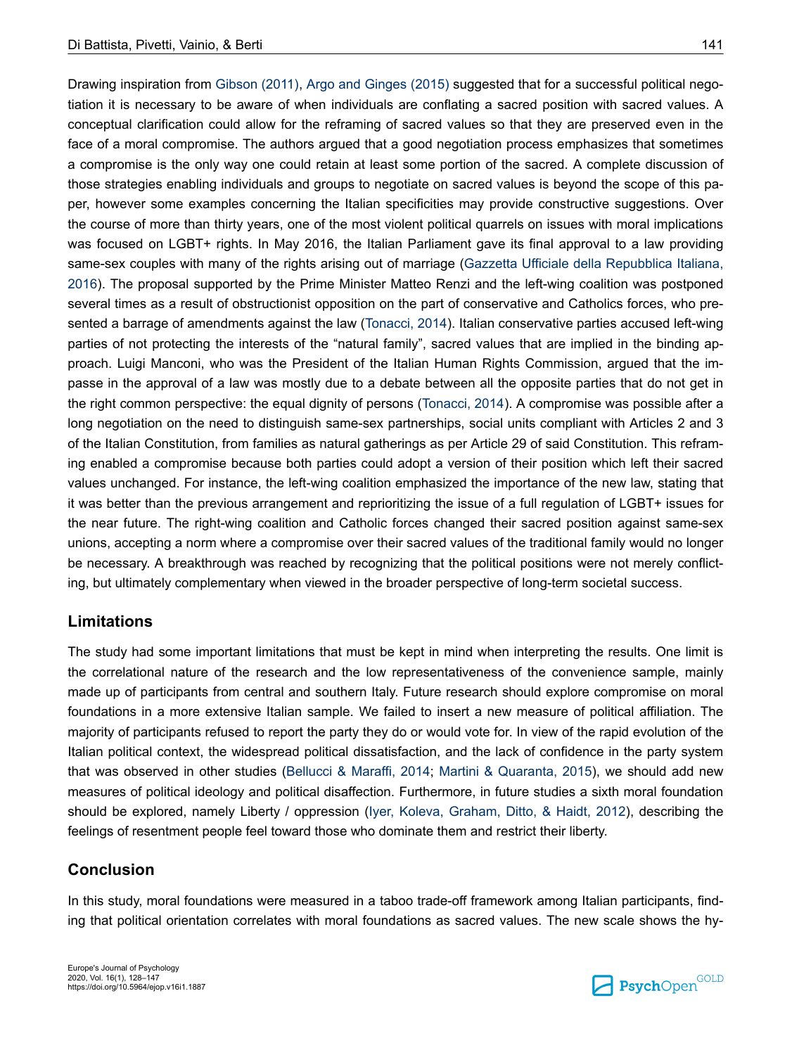Drawing inspiration from Gibson (2011), Argo and Ginges (2015) suggested that for a successful political negotiation it is necessary to be aware of when individuals are conflating a sacred position with sacred values. A conceptual clarification could allow for the reframing of sacred values so that they are preserved even in the face of a moral compromise. The authors argued that a good negotiation process emphasizes that sometimes a compromise is the only way one could retain at least some portion of the sacred. A complete discussion of those strategies enabling individuals and groups to negotiate on sacred values is beyond the scope of this paper, however some examples concerning the Italian specificities may provide constructive suggestions. Over the course of more than thirty years, one of the most violent political quarrels on issues with moral implications was focused on LGBT+ rights. In May 2016, the Italian Parliament gave its final approval to a law providing same-sex couples with many of the rights arising out of marriage (Gazzetta Ufficiale della Repubblica Italiana, 2016). The proposal supported by the Prime Minister Matteo Renzi and the left-wing coalition was postponed several times as a result of obstructionist opposition on the part of conservative and Catholics forces, who presented a barrage of amendments against the law (Tonacci, 2014). Italian conservative parties accused left-wing parties of not protecting the interests of the "natural family", sacred values that are implied in the binding approach. Luigi Manconi, who was the President of the Italian Human Rights Commission, argued that the impasse in the approval of a law was mostly due to a debate between all the opposite parties that do not get in the right common perspective: the equal dignity of persons (Tonacci, 2014). A compromise was possible after a long negotiation on the need to distinguish same-sex partnerships, social units compliant with Articles 2 and 3 of the Italian Constitution, from families as natural gatherings as per Article 29 of said Constitution. This reframing enabled a compromise because both parties could adopt a version of their position which left their sacred values unchanged. For instance, the left-wing coalition emphasized the importance of the new law, stating that it was better than the previous arrangement and reprioritizing the issue of a full regulation of LGBT+ issues for the near future. The right-wing coalition and Catholic forces changed their sacred position against same-sex unions, accepting a norm where a compromise over their sacred values of the traditional family would no longer be necessary. A breakthrough was reached by recognizing that the political positions were not merely conflicting, but ultimately complementary when viewed in the broader perspective of long-term societal success.

## Limitations

The study had some important limitations that must be kept in mind when interpreting the results. One limit is the correlational nature of the research and the low representativeness of the convenience sample, mainly made up of participants from central and southern Italy. Future research should explore compromise on moral foundations in a more extensive Italian sample. We failed to insert a new measure of political affiliation. The majority of participants refused to report the party they do or would vote for. In view of the rapid evolution of the Italian political context, the widespread political dissatisfaction, and the lack of confidence in the party system that was observed in other studies (Bellucci & Maraffi, 2014; Martini & Quaranta, 2015), we should add new measures of political ideology and political disaffection. Furthermore, in future studies a sixth moral foundation should be explored, namely Liberty / oppression (Iyer, Koleva, Graham, Ditto, & Haidt, 2012), describing the feelings of resentment people feel toward those who dominate them and restrict their liberty.

## Conclusion

In this study, moral foundations were measured in a taboo trade-off framework among Italian participants, finding that political orientation correlates with moral foundations as sacred values. The new scale shows the hy-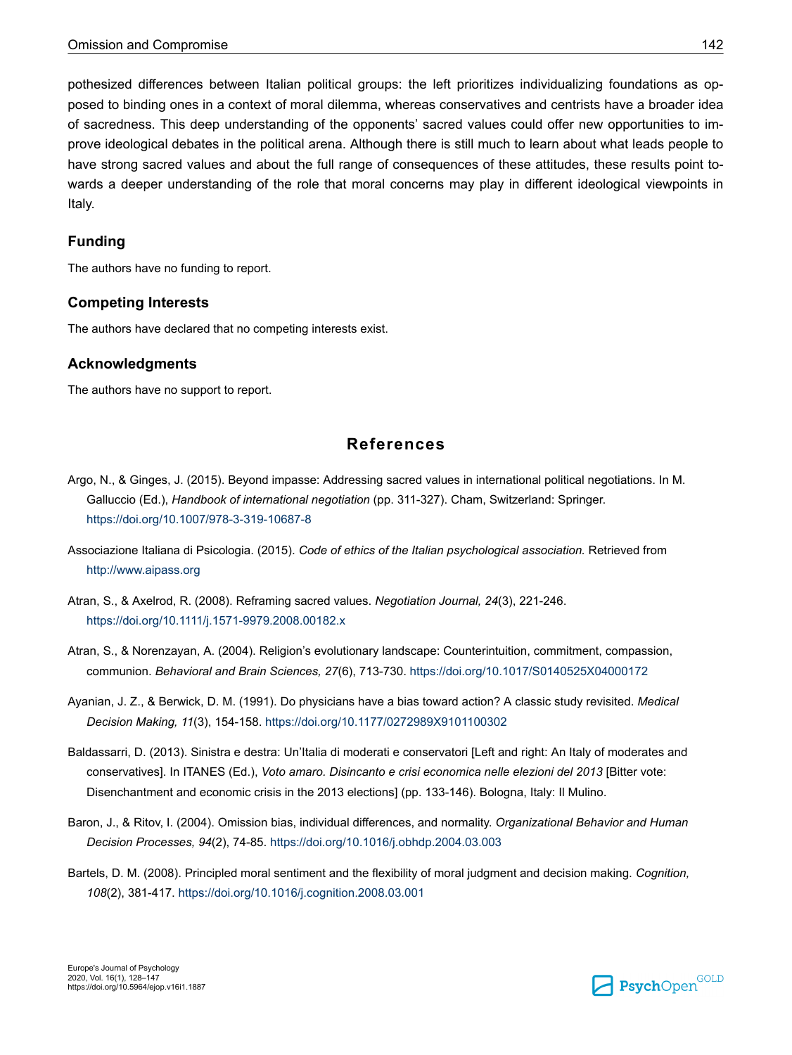pothesized differences between Italian political groups: the left prioritizes individualizing foundations as opposed to binding ones in a context of moral dilemma, whereas conservatives and centrists have a broader idea of sacredness. This deep understanding of the opponents' sacred values could offer new opportunities to improve ideological debates in the political arena. Although there is still much to learn about what leads people to have strong sacred values and about the full range of consequences of these attitudes, these results point towards a deeper understanding of the role that moral concerns may play in different ideological viewpoints in Italy.

### Funding

The authors have no funding to report.

### Competing Interests

The authors have declared that no competing interests exist.

### Acknowledgments

The authors have no support to report.

## References

Argo, N., & Ginges, J. (2015). Beyond impasse: Addressing sacred values in international political negotiations. In M. Galluccio (Ed.), *Handbook of international negotiation* (pp. 311-327). Cham, Switzerland: Springer. https://doi.org/10.1007/978-3-319-10687-8

Associazione Italiana di Psicologia. (2015). *Code of ethics of the Italian psychological association.* Retrieved from http://www.aipass.org

Atran, S., & Axelrod, R. (2008). Reframing sacred values. *Negotiation Journal, 24*(3), 221-246. https://doi.org/10.1111/j.1571-9979.2008.00182.x

Atran, S., & Norenzayan, A. (2004). Religion's evolutionary landscape: Counterintuition, commitment, compassion, communion. *Behavioral and Brain Sciences, 27*(6), 713-730. https://doi.org/10.1017/S0140525X04000172

Ayanian, J. Z., & Berwick, D. M. (1991). Do physicians have a bias toward action? A classic study revisited. *Medical Decision Making, 11*(3), 154-158. https://doi.org/10.1177/0272989X9101100302

Baldassarri, D. (2013). Sinistra e destra: Un'Italia di moderati e conservatori [Left and right: An Italy of moderates and conservatives]. In ITANES (Ed.), *Voto amaro. Disincanto e crisi economica nelle elezioni del 2013* [Bitter vote: Disenchantment and economic crisis in the 2013 elections] (pp. 133-146). Bologna, Italy: Il Mulino.

Baron, J., & Ritov, I. (2004). Omission bias, individual differences, and normality. *Organizational Behavior and Human Decision Processes, 94*(2), 74-85. https://doi.org/10.1016/j.obhdp.2004.03.003

Bartels, D. M. (2008). Principled moral sentiment and the flexibility of moral judgment and decision making. *Cognition, 108*(2), 381-417. https://doi.org/10.1016/j.cognition.2008.03.001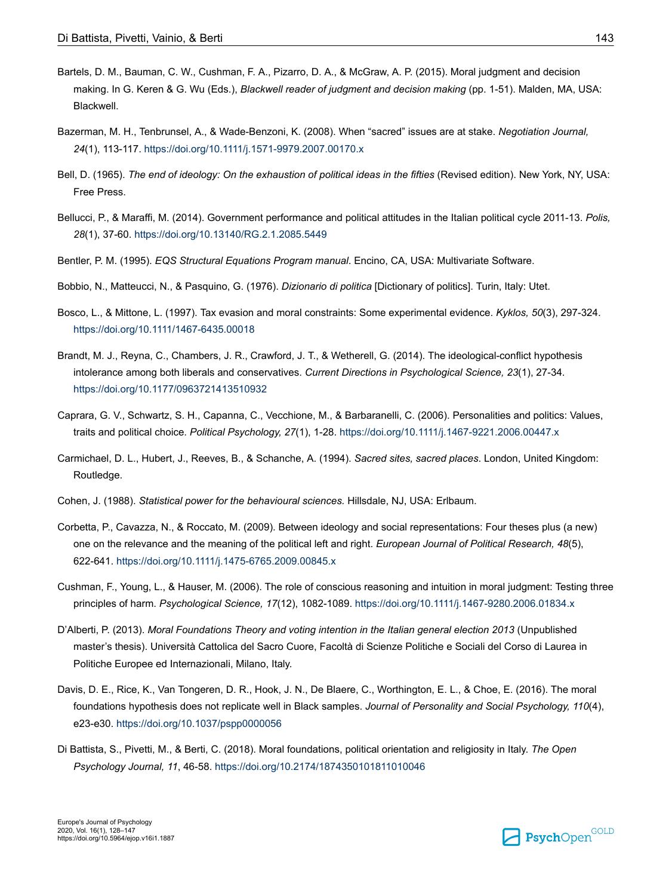Bartels, D. M., Bauman, C. W., Cushman, F. A., Pizarro, D. A., & McGraw, A. P. (2015). Moral judgment and decision making. In G. Keren & G. Wu (Eds.), *Blackwell reader of judgment and decision making* (pp. 1-51). Malden, MA, USA: Blackwell.

Bazerman, M. H., Tenbrunsel, A., & Wade-Benzoni, K. (2008). When "sacred" issues are at stake. *Negotiation Journal, 24*(1), 113-117. https://doi.org/10.1111/j.1571-9979.2007.00170.x

Bell, D. (1965). *The end of ideology: On the exhaustion of political ideas in the fifties* (Revised edition). New York, NY, USA: Free Press.

Bellucci, P., & Maraffi, M. (2014). Government performance and political attitudes in the Italian political cycle 2011-13. *Polis, 28*(1), 37-60. https://doi.org/10.13140/RG.2.1.2085.5449

Bentler, P. M. (1995). *EQS Structural Equations Program manual*. Encino, CA, USA: Multivariate Software.

Bobbio, N., Matteucci, N., & Pasquino, G. (1976). *Dizionario di politica* [Dictionary of politics]. Turin, Italy: Utet.

Bosco, L., & Mittone, L. (1997). Tax evasion and moral constraints: Some experimental evidence. *Kyklos, 50*(3), 297-324. https://doi.org/10.1111/1467-6435.00018

Brandt, M. J., Reyna, C., Chambers, J. R., Crawford, J. T., & Wetherell, G. (2014). The ideological-conflict hypothesis intolerance among both liberals and conservatives. *Current Directions in Psychological Science, 23*(1), 27-34. https://doi.org/10.1177/0963721413510932

Caprara, G. V., Schwartz, S. H., Capanna, C., Vecchione, M., & Barbaranelli, C. (2006). Personalities and politics: Values, traits and political choice. *Political Psychology, 27*(1), 1-28. https://doi.org/10.1111/j.1467-9221.2006.00447.x

Carmichael, D. L., Hubert, J., Reeves, B., & Schanche, A. (1994). *Sacred sites, sacred places*. London, United Kingdom: Routledge.

Cohen, J. (1988). *Statistical power for the behavioural sciences.* Hillsdale, NJ, USA: Erlbaum.

Corbetta, P., Cavazza, N., & Roccato, M. (2009). Between ideology and social representations: Four theses plus (a new) one on the relevance and the meaning of the political left and right. *European Journal of Political Research, 48*(5), 622-641. https://doi.org/10.1111/j.1475-6765.2009.00845.x

Cushman, F., Young, L., & Hauser, M. (2006). The role of conscious reasoning and intuition in moral judgment: Testing three principles of harm. *Psychological Science, 17*(12), 1082-1089. https://doi.org/10.1111/j.1467-9280.2006.01834.x

D'Alberti, P. (2013). *Moral Foundations Theory and voting intention in the Italian general election 2013* (Unpublished master's thesis). Università Cattolica del Sacro Cuore, Facoltà di Scienze Politiche e Sociali del Corso di Laurea in Politiche Europee ed Internazionali, Milano, Italy.

Davis, D. E., Rice, K., Van Tongeren, D. R., Hook, J. N., De Blaere, C., Worthington, E. L., & Choe, E. (2016). The moral foundations hypothesis does not replicate well in Black samples. *Journal of Personality and Social Psychology, 110*(4), e23-e30. https://doi.org/10.1037/pspp0000056

Di Battista, S., Pivetti, M., & Berti, C. (2018). Moral foundations, political orientation and religiosity in Italy. *The Open Psychology Journal, 11*, 46-58. https://doi.org/10.2174/1874350101811010046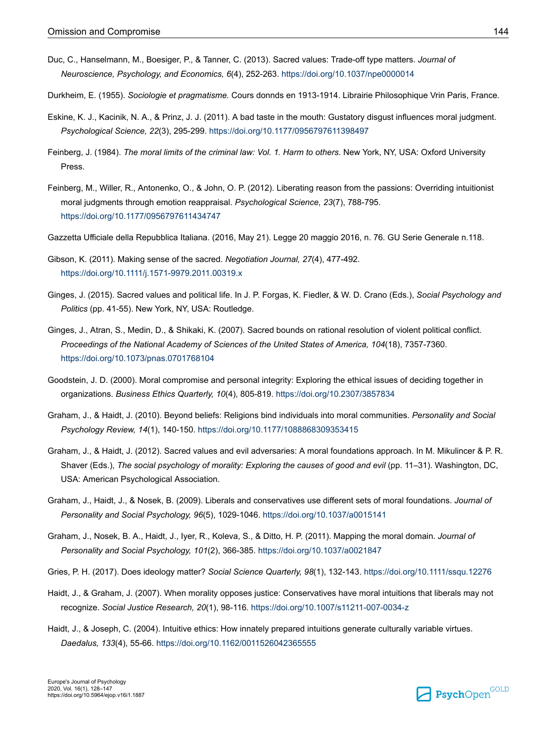Duc, C., Hanselmann, M., Boesiger, P., & Tanner, C. (2013). Sacred values: Trade-off type matters. *Journal of Neuroscience, Psychology, and Economics, 6*(4), 252-263. https://doi.org/10.1037/npe0000014

Durkheim, E. (1955). *Sociologie et pragmatisme.* Cours donnds en 1913-1914. Librairie Philosophique Vrin Paris, France.

Eskine, K. J., Kacinik, N. A., & Prinz, J. J. (2011). A bad taste in the mouth: Gustatory disgust influences moral judgment. *Psychological Science, 22*(3), 295-299. https://doi.org/10.1177/0956797611398497

Feinberg, J. (1984). *The moral limits of the criminal law: Vol. 1. Harm to others*. New York, NY, USA: Oxford University Press.

Feinberg, M., Willer, R., Antonenko, O., & John, O. P. (2012). Liberating reason from the passions: Overriding intuitionist moral judgments through emotion reappraisal. *Psychological Science, 23*(7), 788-795. https://doi.org/10.1177/0956797611434747

Gazzetta Ufficiale della Repubblica Italiana. (2016, May 21). Legge 20 maggio 2016, n. 76. GU Serie Generale n.118.

Gibson, K. (2011). Making sense of the sacred. *Negotiation Journal, 27*(4), 477-492. https://doi.org/10.1111/j.1571-9979.2011.00319.x

Ginges, J. (2015). Sacred values and political life. In J. P. Forgas, K. Fiedler, & W. D. Crano (Eds.), *Social Psychology and Politics* (pp. 41-55). New York, NY, USA: Routledge.

Ginges, J., Atran, S., Medin, D., & Shikaki, K. (2007). Sacred bounds on rational resolution of violent political conflict. *Proceedings of the National Academy of Sciences of the United States of America, 104*(18), 7357-7360. https://doi.org/10.1073/pnas.0701768104

Goodstein, J. D. (2000). Moral compromise and personal integrity: Exploring the ethical issues of deciding together in organizations. *Business Ethics Quarterly, 10*(4), 805-819. https://doi.org/10.2307/3857834

Graham, J., & Haidt, J. (2010). Beyond beliefs: Religions bind individuals into moral communities. *Personality and Social Psychology Review, 14*(1), 140-150. https://doi.org/10.1177/1088868309353415

Graham, J., & Haidt, J. (2012). Sacred values and evil adversaries: A moral foundations approach. In M. Mikulincer & P. R. Shaver (Eds.), *The social psychology of morality: Exploring the causes of good and evil* (pp. 11–31). Washington, DC, USA: American Psychological Association.

Graham, J., Haidt, J., & Nosek, B. (2009). Liberals and conservatives use different sets of moral foundations. *Journal of Personality and Social Psychology, 96*(5), 1029-1046. https://doi.org/10.1037/a0015141

Graham, J., Nosek, B. A., Haidt, J., Iyer, R., Koleva, S., & Ditto, H. P. (2011). Mapping the moral domain. *Journal of Personality and Social Psychology, 101*(2), 366-385. https://doi.org/10.1037/a0021847

Gries, P. H. (2017). Does ideology matter? *Social Science Quarterly, 98*(1), 132-143. https://doi.org/10.1111/ssqu.12276

Haidt, J., & Graham, J. (2007). When morality opposes justice: Conservatives have moral intuitions that liberals may not recognize. *Social Justice Research, 20*(1), 98-116. https://doi.org/10.1007/s11211-007-0034-z

Haidt, J., & Joseph, C. (2004). Intuitive ethics: How innately prepared intuitions generate culturally variable virtues. *Daedalus, 133*(4), 55-66. https://doi.org/10.1162/0011526042365555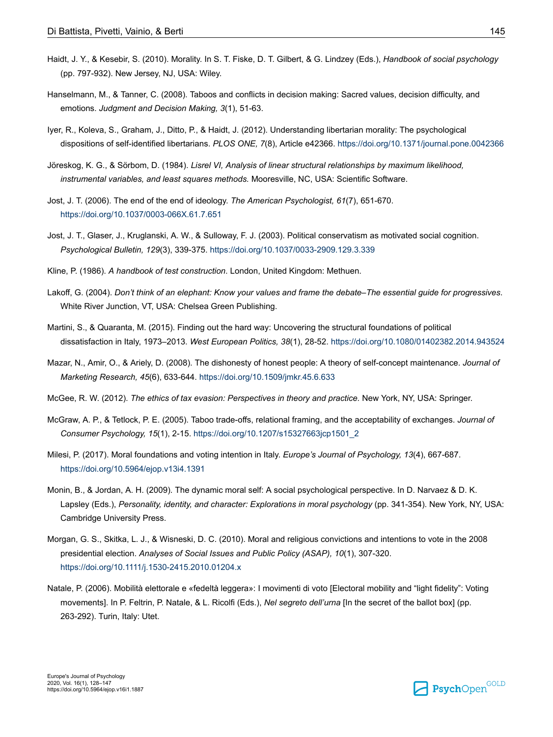Haidt, J. Y., & Kesebir, S. (2010). Morality. In S. T. Fiske, D. T. Gilbert, & G. Lindzey (Eds.), *Handbook of social psychology* (pp. 797-932). New Jersey, NJ, USA: Wiley.

Hanselmann, M., & Tanner, C. (2008). Taboos and conflicts in decision making: Sacred values, decision difficulty, and emotions. *Judgment and Decision Making, 3*(1), 51-63.

Iyer, R., Koleva, S., Graham, J., Ditto, P., & Haidt, J. (2012). Understanding libertarian morality: The psychological dispositions of self-identified libertarians. *PLOS ONE, 7*(8), Article e42366. https://doi.org/10.1371/journal.pone.0042366

Jöreskog, K. G., & Sörbom, D. (1984). *Lisrel VI, Analysis of linear structural relationships by maximum likelihood, instrumental variables, and least squares methods.* Mooresville, NC, USA: Scientific Software.

Jost, J. T. (2006). The end of the end of ideology. *The American Psychologist, 61*(7), 651-670. https://doi.org/10.1037/0003-066X.61.7.651

Jost, J. T., Glaser, J., Kruglanski, A. W., & Sulloway, F. J. (2003). Political conservatism as motivated social cognition. *Psychological Bulletin, 129*(3), 339-375. https://doi.org/10.1037/0033-2909.129.3.339

Kline, P. (1986). *A handbook of test construction*. London, United Kingdom: Methuen.

Lakoff, G. (2004). *Don't think of an elephant: Know your values and frame the debate–The essential guide for progressives*. White River Junction, VT, USA: Chelsea Green Publishing.

Martini, S., & Quaranta, M. (2015). Finding out the hard way: Uncovering the structural foundations of political dissatisfaction in Italy, 1973–2013. *West European Politics, 38*(1), 28-52. https://doi.org/10.1080/01402382.2014.943524

Mazar, N., Amir, O., & Ariely, D. (2008). The dishonesty of honest people: A theory of self-concept maintenance. *Journal of Marketing Research, 45*(6), 633-644. https://doi.org/10.1509/jmkr.45.6.633

McGee, R. W. (2012). *The ethics of tax evasion: Perspectives in theory and practice.* New York, NY, USA: Springer.

McGraw, A. P., & Tetlock, P. E. (2005). Taboo trade-offs, relational framing, and the acceptability of exchanges. *Journal of Consumer Psychology, 15*(1), 2-15. https://doi.org/10.1207/s15327663jcp1501_2

Milesi, P. (2017). Moral foundations and voting intention in Italy. *Europe's Journal of Psychology, 13*(4), 667-687. https://doi.org/10.5964/ejop.v13i4.1391

Monin, B., & Jordan, A. H. (2009). The dynamic moral self: A social psychological perspective. In D. Narvaez & D. K. Lapsley (Eds.), *Personality, identity, and character: Explorations in moral psychology* (pp. 341-354). New York, NY, USA: Cambridge University Press.

Morgan, G. S., Skitka, L. J., & Wisneski, D. C. (2010). Moral and religious convictions and intentions to vote in the 2008 presidential election. *Analyses of Social Issues and Public Policy (ASAP), 10*(1), 307-320. https://doi.org/10.1111/j.1530-2415.2010.01204.x

Natale, P. (2006). Mobilità elettorale e «fedeltà leggera»: I movimenti di voto [Electoral mobility and "light fidelity": Voting movements]. In P. Feltrin, P. Natale, & L. Ricolfi (Eds.), *Nel segreto dell'urna* [In the secret of the ballot box] (pp. 263-292). Turin, Italy: Utet.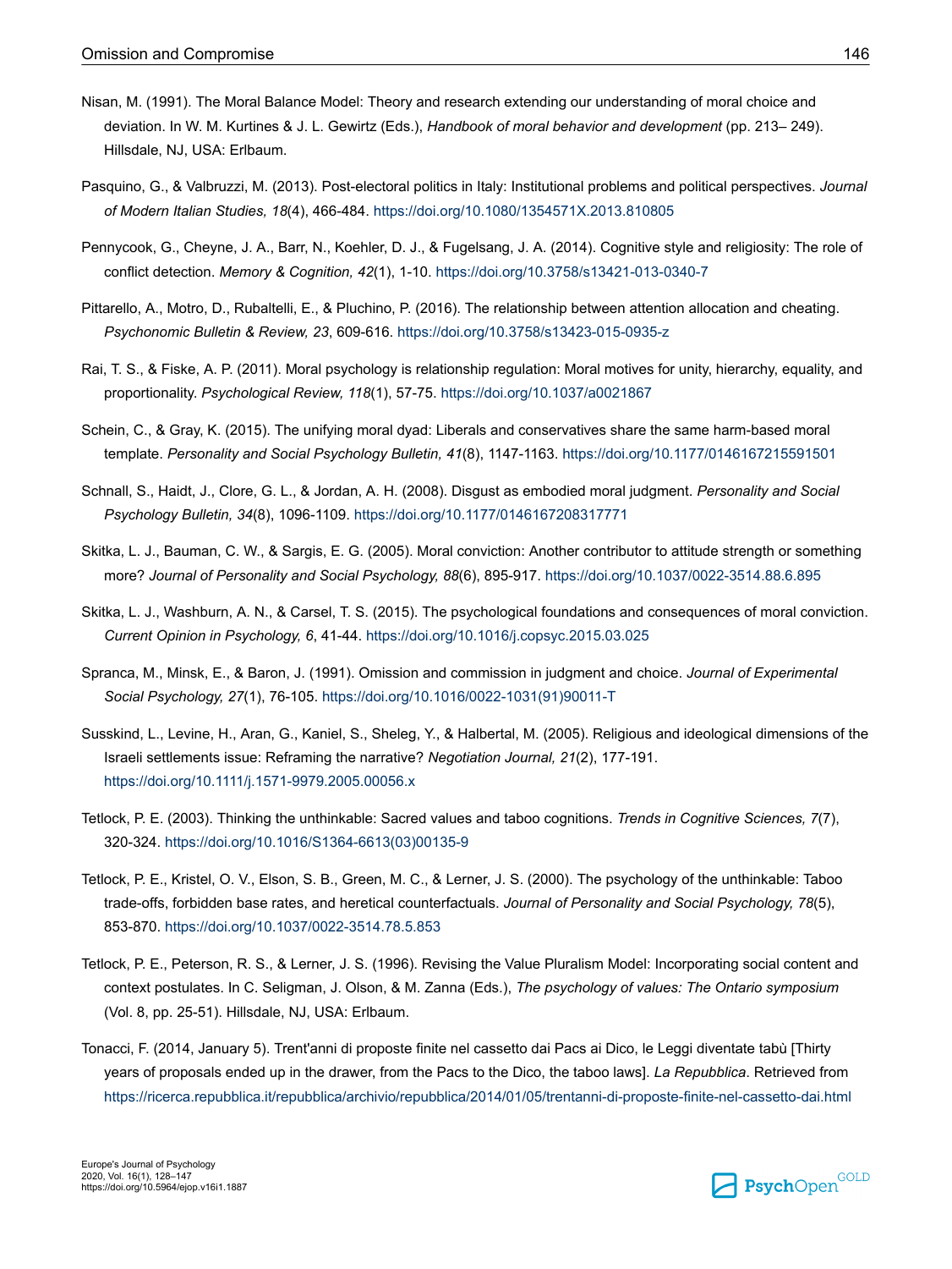Nisan, M. (1991). The Moral Balance Model: Theory and research extending our understanding of moral choice and deviation. In W. M. Kurtines & J. L. Gewirtz (Eds.), *Handbook of moral behavior and development* (pp. 213– 249). Hillsdale, NJ, USA: Erlbaum.

Pasquino, G., & Valbruzzi, M. (2013). Post-electoral politics in Italy: Institutional problems and political perspectives. *Journal of Modern Italian Studies, 18*(4), 466-484. https://doi.org/10.1080/1354571X.2013.810805

Pennycook, G., Cheyne, J. A., Barr, N., Koehler, D. J., & Fugelsang, J. A. (2014). Cognitive style and religiosity: The role of conflict detection. *Memory & Cognition, 42*(1), 1-10. https://doi.org/10.3758/s13421-013-0340-7

Pittarello, A., Motro, D., Rubaltelli, E., & Pluchino, P. (2016). The relationship between attention allocation and cheating. *Psychonomic Bulletin & Review, 23*, 609-616. https://doi.org/10.3758/s13423-015-0935-z

Rai, T. S., & Fiske, A. P. (2011). Moral psychology is relationship regulation: Moral motives for unity, hierarchy, equality, and proportionality. *Psychological Review, 118*(1), 57-75. https://doi.org/10.1037/a0021867

Schein, C., & Gray, K. (2015). The unifying moral dyad: Liberals and conservatives share the same harm-based moral template. *Personality and Social Psychology Bulletin, 41*(8), 1147-1163. https://doi.org/10.1177/0146167215591501

Schnall, S., Haidt, J., Clore, G. L., & Jordan, A. H. (2008). Disgust as embodied moral judgment. *Personality and Social Psychology Bulletin, 34*(8), 1096-1109. https://doi.org/10.1177/0146167208317771

Skitka, L. J., Bauman, C. W., & Sargis, E. G. (2005). Moral conviction: Another contributor to attitude strength or something more? *Journal of Personality and Social Psychology, 88*(6), 895-917. https://doi.org/10.1037/0022-3514.88.6.895

Skitka, L. J., Washburn, A. N., & Carsel, T. S. (2015). The psychological foundations and consequences of moral conviction. *Current Opinion in Psychology, 6*, 41-44. https://doi.org/10.1016/j.copsyc.2015.03.025

Spranca, M., Minsk, E., & Baron, J. (1991). Omission and commission in judgment and choice. *Journal of Experimental Social Psychology, 27*(1), 76-105. https://doi.org/10.1016/0022-1031(91)90011-T

Susskind, L., Levine, H., Aran, G., Kaniel, S., Sheleg, Y., & Halbertal, M. (2005). Religious and ideological dimensions of the Israeli settlements issue: Reframing the narrative? *Negotiation Journal, 21*(2), 177-191. https://doi.org/10.1111/j.1571-9979.2005.00056.x

Tetlock, P. E. (2003). Thinking the unthinkable: Sacred values and taboo cognitions. *Trends in Cognitive Sciences, 7*(7), 320-324. https://doi.org/10.1016/S1364-6613(03)00135-9

Tetlock, P. E., Kristel, O. V., Elson, S. B., Green, M. C., & Lerner, J. S. (2000). The psychology of the unthinkable: Taboo trade-offs, forbidden base rates, and heretical counterfactuals. *Journal of Personality and Social Psychology, 78*(5), 853-870. https://doi.org/10.1037/0022-3514.78.5.853

Tetlock, P. E., Peterson, R. S., & Lerner, J. S. (1996). Revising the Value Pluralism Model: Incorporating social content and context postulates. In C. Seligman, J. Olson, & M. Zanna (Eds.), *The psychology of values: The Ontario symposium* (Vol. 8, pp. 25-51). Hillsdale, NJ, USA: Erlbaum.

Tonacci, F. (2014, January 5). Trent'anni di proposte finite nel cassetto dai Pacs ai Dico, le Leggi diventate tabù [Thirty years of proposals ended up in the drawer, from the Pacs to the Dico, the taboo laws]. *La Repubblica*. Retrieved from https://ricerca.repubblica.it/repubblica/archivio/repubblica/2014/01/05/trentanni-di-proposte-finite-nel-cassetto-dai.html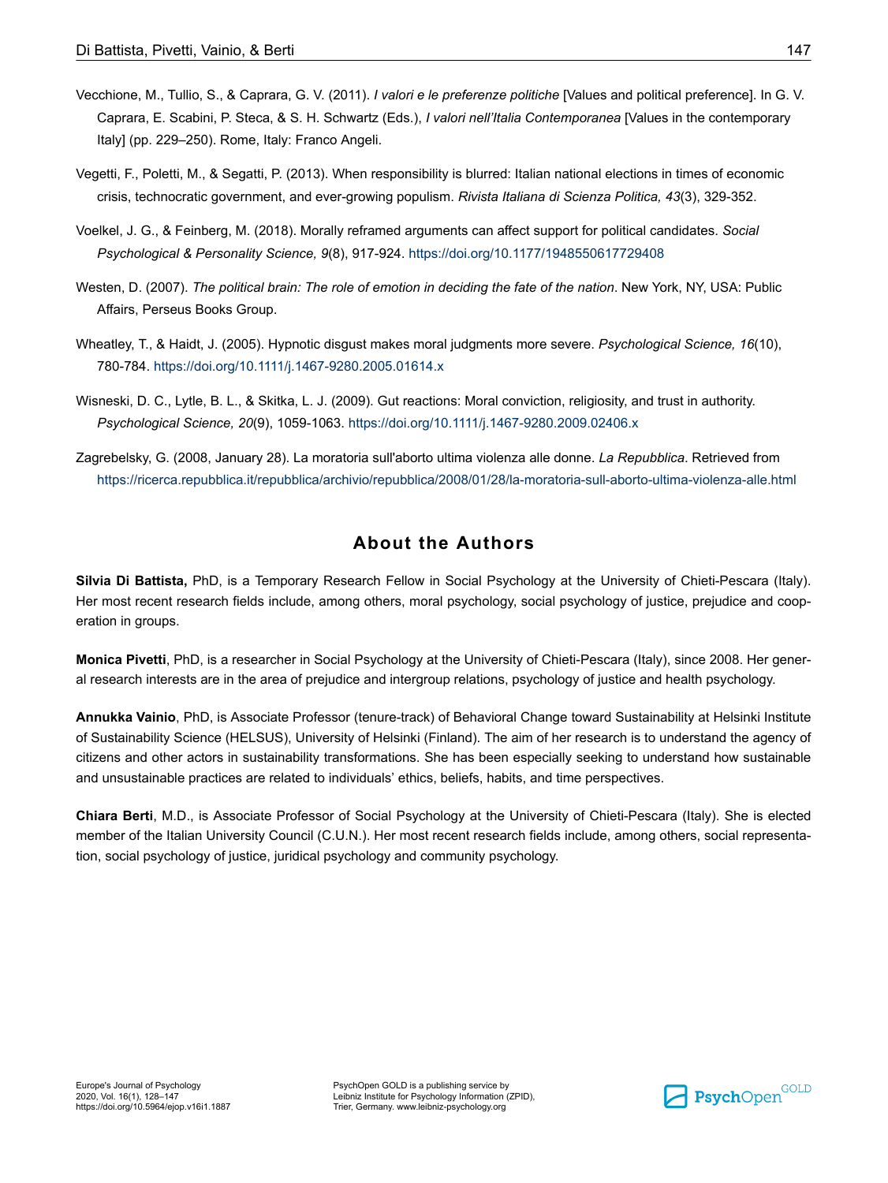Vecchione, M., Tullio, S., & Caprara, G. V. (2011). *I valori e le preferenze politiche* [Values and political preference]. In G. V. Caprara, E. Scabini, P. Steca, & S. H. Schwartz (Eds.), *I valori nell'Italia Contemporanea* [Values in the contemporary Italy] (pp. 229–250). Rome, Italy: Franco Angeli.

Vegetti, F., Poletti, M., & Segatti, P. (2013). When responsibility is blurred: Italian national elections in times of economic crisis, technocratic government, and ever-growing populism. *Rivista Italiana di Scienza Politica, 43*(3), 329-352.

Voelkel, J. G., & Feinberg, M. (2018). Morally reframed arguments can affect support for political candidates. *Social Psychological & Personality Science, 9*(8), 917-924. https://doi.org/10.1177/1948550617729408

Westen, D. (2007). *The political brain: The role of emotion in deciding the fate of the nation*. New York, NY, USA: Public Affairs, Perseus Books Group.

Wheatley, T., & Haidt, J. (2005). Hypnotic disgust makes moral judgments more severe. *Psychological Science, 16*(10), 780-784. https://doi.org/10.1111/j.1467-9280.2005.01614.x

Wisneski, D. C., Lytle, B. L., & Skitka, L. J. (2009). Gut reactions: Moral conviction, religiosity, and trust in authority. *Psychological Science, 20*(9), 1059-1063. https://doi.org/10.1111/j.1467-9280.2009.02406.x

Zagrebelsky, G. (2008, January 28). La moratoria sull'aborto ultima violenza alle donne. *La Repubblica*. Retrieved from https://ricerca.repubblica.it/repubblica/archivio/repubblica/2008/01/28/la-moratoria-sull-aborto-ultima-violenza-alle.html

## About the Authors

**Silvia Di Battista,** PhD, is a Temporary Research Fellow in Social Psychology at the University of Chieti-Pescara (Italy). Her most recent research fields include, among others, moral psychology, social psychology of justice, prejudice and cooperation in groups.

**Monica Pivetti**, PhD, is a researcher in Social Psychology at the University of Chieti-Pescara (Italy), since 2008. Her general research interests are in the area of prejudice and intergroup relations, psychology of justice and health psychology.

**Annukka Vainio**, PhD, is Associate Professor (tenure-track) of Behavioral Change toward Sustainability at Helsinki Institute of Sustainability Science (HELSUS), University of Helsinki (Finland). The aim of her research is to understand the agency of citizens and other actors in sustainability transformations. She has been especially seeking to understand how sustainable and unsustainable practices are related to individuals' ethics, beliefs, habits, and time perspectives.

**Chiara Berti**, M.D., is Associate Professor of Social Psychology at the University of Chieti-Pescara (Italy). She is elected member of the Italian University Council (C.U.N.). Her most recent research fields include, among others, social representation, social psychology of justice, juridical psychology and community psychology.